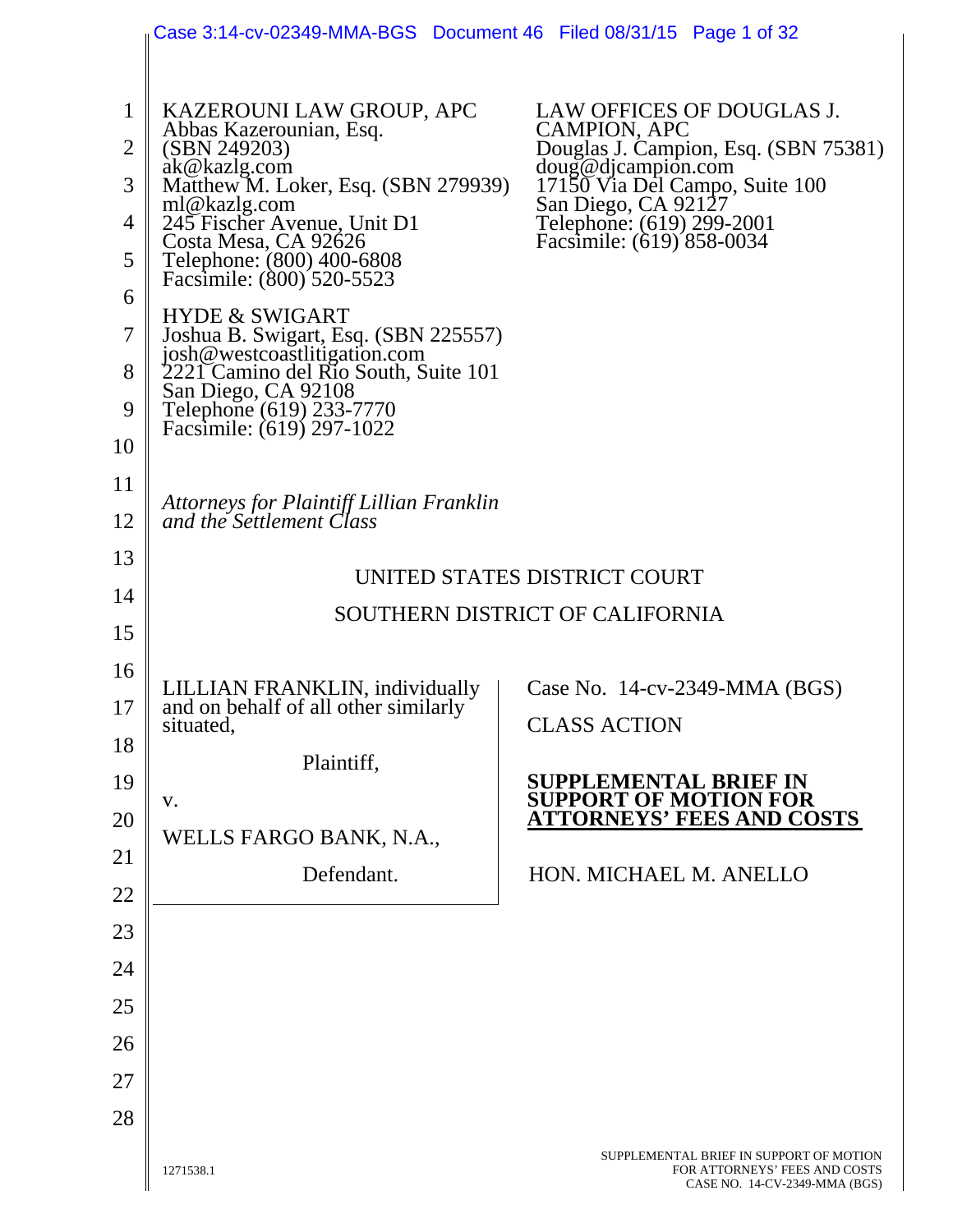KAZEROUNI LAW GROUP, APC
Abbas Kazerounian, Esq. (SBN 249203)
ak@kazlg.com
Matthew M. Loker, Esq. (SBN 279939)
ml@kazlg.com
245 Fischer Avenue, Unit D1
Costa Mesa, CA 92626
Telephone: (800) 400-6808
Facsimile: (800) 520-5523

LAW OFFICES OF DOUGLAS J. CAMPION, APC
Douglas J. Campion, Esq. (SBN 75381)
doug@djcampion.com
17150 Via Del Campo, Suite 100
San Diego, CA 92127
Telephone: (619) 299-2001
Facsimile: (619) 858-0034

HYDE & SWIGART
Joshua B. Swigart, Esq. (SBN 225557)
josh@westcoastlitigation.com
2221 Camino del Rio South, Suite 101
San Diego, CA 92108
Telephone (619) 233-7770
Facsimile: (619) 297-1022

*Attorneys for Plaintiff Lillian Franklin and the Settlement Class*

UNITED STATES DISTRICT COURT

SOUTHERN DISTRICT OF CALIFORNIA

LILLIAN FRANKLIN, individually and on behalf of all other similarly situated,

Plaintiff,

v.

WELLS FARGO BANK, N.A.,

Defendant.

Case No. 14-cv-2349-MMA (BGS)

CLASS ACTION

**SUPPLEMENTAL BRIEF IN SUPPORT OF MOTION FOR ATTORNEYS' FEES AND COSTS**

HON. MICHAEL M. ANELLO

1271538.1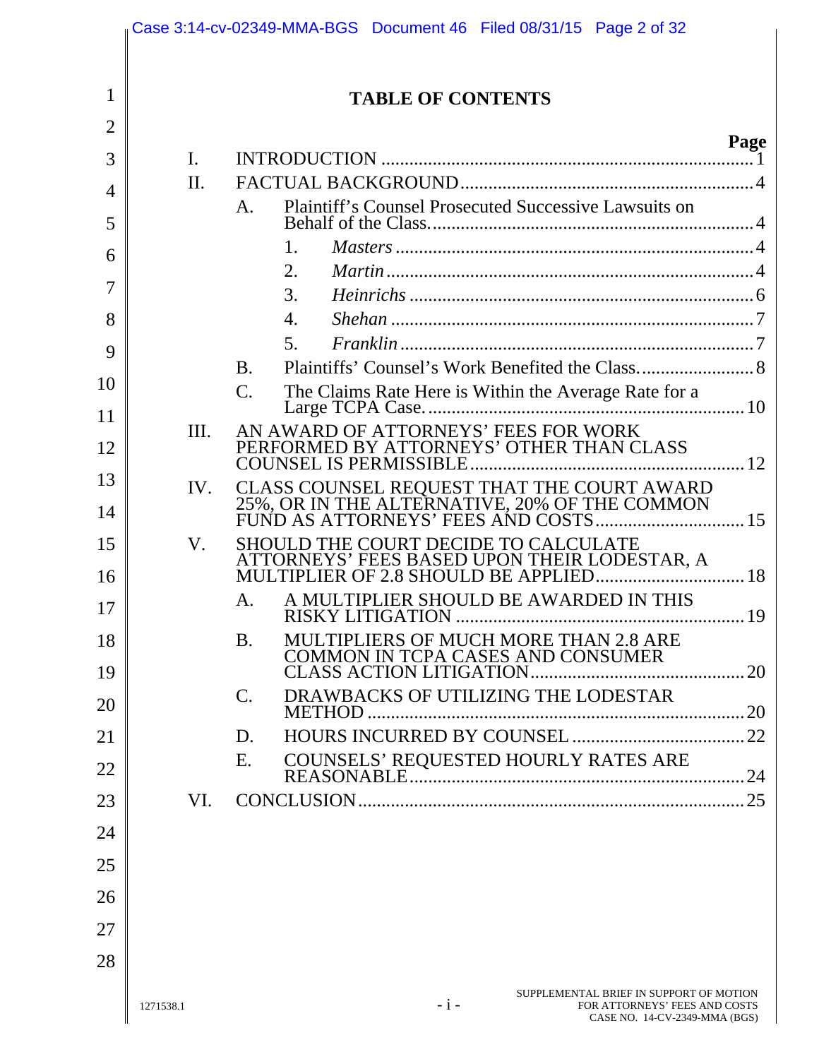# TABLE OF CONTENTS

| | | Page |
|---|---|---|
| I. | INTRODUCTION | 1 |
| II. | FACTUAL BACKGROUND | 4 |
| | A. Plaintiff's Counsel Prosecuted Successive Lawsuits on Behalf of the Class. | 4 |
| | 1. *Masters* | 4 |
| | 2. *Martin* | 4 |
| | 3. *Heinrichs* | 6 |
| | 4. *Shehan* | 7 |
| | 5. *Franklin* | 7 |
| | B. Plaintiffs' Counsel's Work Benefited the Class. | 8 |
| | C. The Claims Rate Here is Within the Average Rate for a Large TCPA Case. | 10 |
| III. | AN AWARD OF ATTORNEYS' FEES FOR WORK PERFORMED BY ATTORNEYS' OTHER THAN CLASS COUNSEL IS PERMISSIBLE | 12 |
| IV. | CLASS COUNSEL REQUEST THAT THE COURT AWARD 25%, OR IN THE ALTERNATIVE, 20% OF THE COMMON FUND AS ATTORNEYS' FEES AND COSTS | 15 |
| V. | SHOULD THE COURT DECIDE TO CALCULATE ATTORNEYS' FEES BASED UPON THEIR LODESTAR, A MULTIPLIER OF 2.8 SHOULD BE APPLIED | 18 |
| | A. A MULTIPLIER SHOULD BE AWARDED IN THIS RISKY LITIGATION | 19 |
| | B. MULTIPLIERS OF MUCH MORE THAN 2.8 ARE COMMON IN TCPA CASES AND CONSUMER CLASS ACTION LITIGATION | 20 |
| | C. DRAWBACKS OF UTILIZING THE LODESTAR METHOD | 20 |
| | D. HOURS INCURRED BY COUNSEL | 22 |
| | E. COUNSELS' REQUESTED HOURLY RATES ARE REASONABLE | 24 |
| VI. | CONCLUSION | 25 |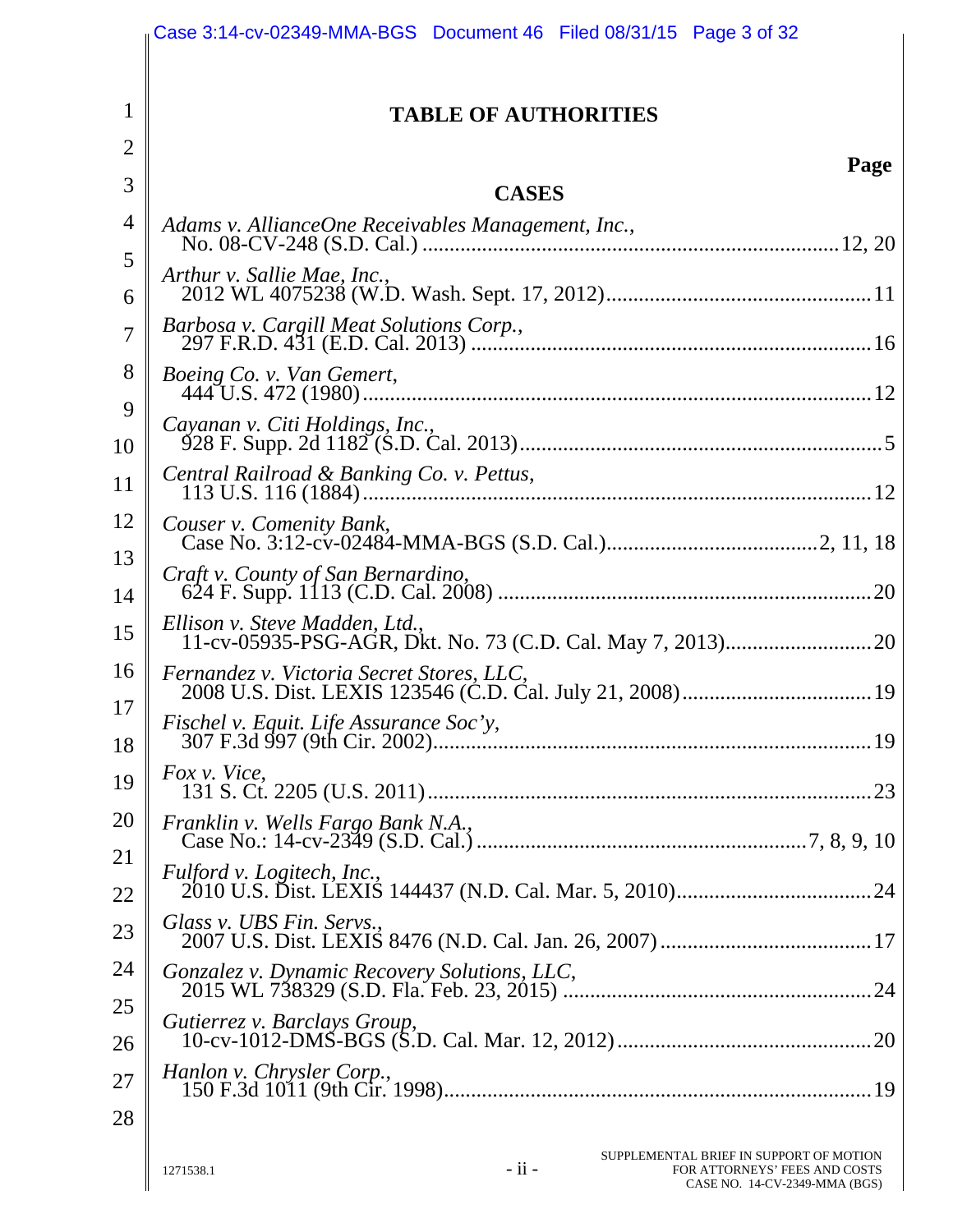# TABLE OF AUTHORITIES

**Page**

## CASES

*Adams v. AllianceOne Receivables Management, Inc.*,
No. 08-CV-248 (S.D. Cal.) .......... 12, 20

*Arthur v. Sallie Mae, Inc.*,
2012 WL 4075238 (W.D. Wash. Sept. 17, 2012) .......... 11

*Barbosa v. Cargill Meat Solutions Corp.*,
297 F.R.D. 431 (E.D. Cal. 2013) .......... 16

*Boeing Co. v. Van Gemert*,
444 U.S. 472 (1980) .......... 12

*Cayanan v. Citi Holdings, Inc.*,
928 F. Supp. 2d 1182 (S.D. Cal. 2013) .......... 5

*Central Railroad & Banking Co. v. Pettus*,
113 U.S. 116 (1884) .......... 12

*Couser v. Comenity Bank*,
Case No. 3:12-cv-02484-MMA-BGS (S.D. Cal.) .......... 2, 11, 18

*Craft v. County of San Bernardino*,
624 F. Supp. 1113 (C.D. Cal. 2008) .......... 20

*Ellison v. Steve Madden, Ltd.*,
11-cv-05935-PSG-AGR, Dkt. No. 73 (C.D. Cal. May 7, 2013) .......... 20

*Fernandez v. Victoria Secret Stores, LLC*,
2008 U.S. Dist. LEXIS 123546 (C.D. Cal. July 21, 2008) .......... 19

*Fischel v. Equit. Life Assurance Soc'y*,
307 F.3d 997 (9th Cir. 2002) .......... 19

*Fox v. Vice*,
131 S. Ct. 2205 (U.S. 2011) .......... 23

*Franklin v. Wells Fargo Bank N.A.*,
Case No.: 14-cv-2349 (S.D. Cal.) .......... 7, 8, 9, 10

*Fulford v. Logitech, Inc.*,
2010 U.S. Dist. LEXIS 144437 (N.D. Cal. Mar. 5, 2010) .......... 24

*Glass v. UBS Fin. Servs.*,
2007 U.S. Dist. LEXIS 8476 (N.D. Cal. Jan. 26, 2007) .......... 17

*Gonzalez v. Dynamic Recovery Solutions, LLC*,
2015 WL 738329 (S.D. Fla. Feb. 23, 2015) .......... 24

*Gutierrez v. Barclays Group*,
10-cv-1012-DMS-BGS (S.D. Cal. Mar. 12, 2012) .......... 20

*Hanlon v. Chrysler Corp.*,
150 F.3d 1011 (9th Cir. 1998) .......... 19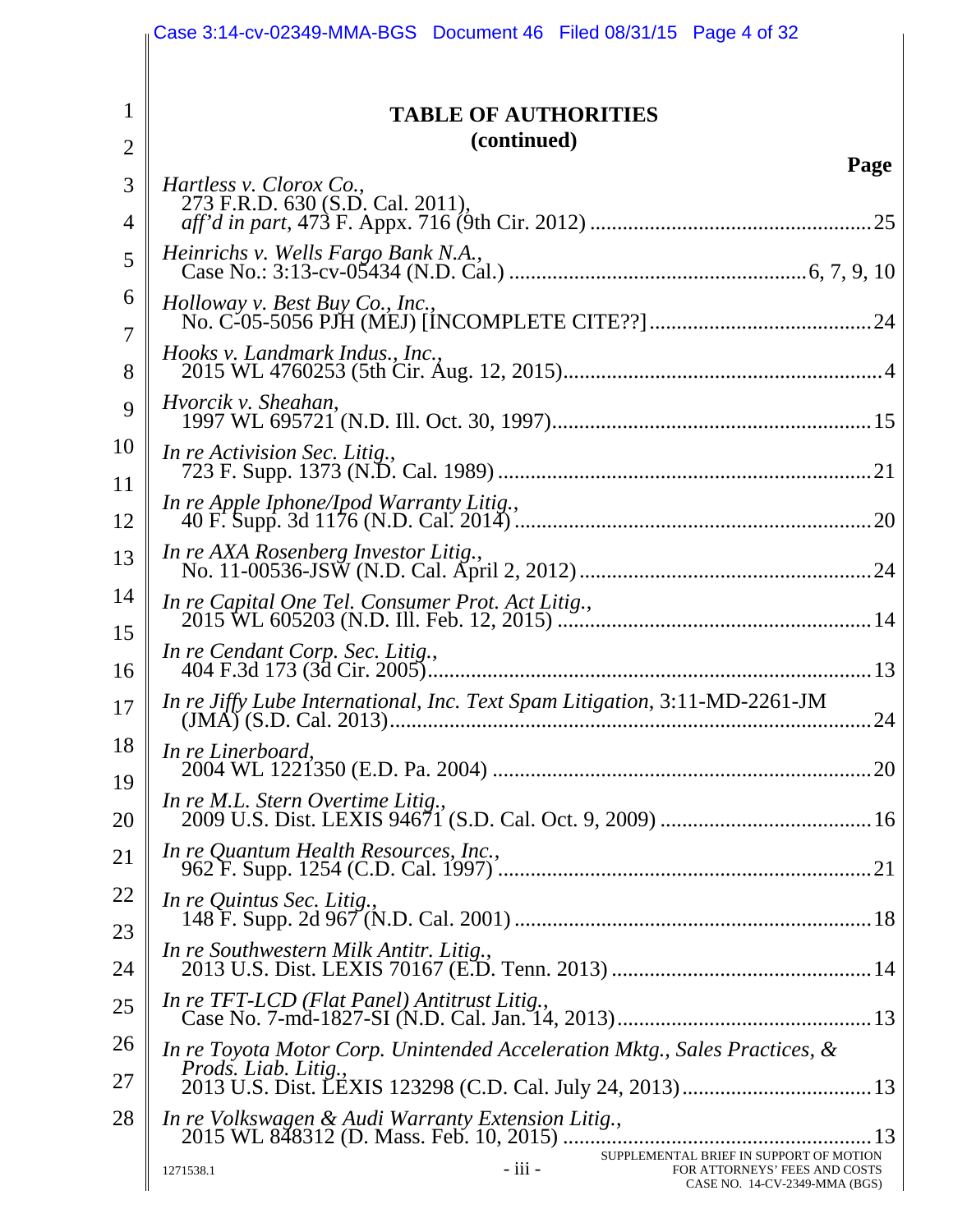## TABLE OF AUTHORITIES
## (continued)

**Page**

*Hartless v. Clorox Co.*,
273 F.R.D. 630 (S.D. Cal. 2011),
*aff'd in part*, 473 F. Appx. 716 (9th Cir. 2012) ....... 25

*Heinrichs v. Wells Fargo Bank N.A.*,
Case No.: 3:13-cv-05434 (N.D. Cal.) ....... 6, 7, 9, 10

*Holloway v. Best Buy Co., Inc.*,
No. C-05-5056 PJH (MEJ) [INCOMPLETE CITE??] ....... 24

*Hooks v. Landmark Indus., Inc.*,
2015 WL 4760253 (5th Cir. Aug. 12, 2015) ....... 4

*Hvorcik v. Sheahan*,
1997 WL 695721 (N.D. Ill. Oct. 30, 1997) ....... 15

*In re Activision Sec. Litig.*,
723 F. Supp. 1373 (N.D. Cal. 1989) ....... 21

*In re Apple Iphone/Ipod Warranty Litig.*,
40 F. Supp. 3d 1176 (N.D. Cal. 2014) ....... 20

*In re AXA Rosenberg Investor Litig.*,
No. 11-00536-JSW (N.D. Cal. April 2, 2012) ....... 24

*In re Capital One Tel. Consumer Prot. Act Litig.*,
2015 WL 605203 (N.D. Ill. Feb. 12, 2015) ....... 14

*In re Cendant Corp. Sec. Litig.*,
404 F.3d 173 (3d Cir. 2005) ....... 13

*In re Jiffy Lube International, Inc. Text Spam Litigation*, 3:11-MD-2261-JM
(JMA) (S.D. Cal. 2013) ....... 24

*In re Linerboard*,
2004 WL 1221350 (E.D. Pa. 2004) ....... 20

*In re M.L. Stern Overtime Litig.*,
2009 U.S. Dist. LEXIS 94671 (S.D. Cal. Oct. 9, 2009) ....... 16

*In re Quantum Health Resources, Inc.*,
962 F. Supp. 1254 (C.D. Cal. 1997) ....... 21

*In re Quintus Sec. Litig.*,
148 F. Supp. 2d 967 (N.D. Cal. 2001) ....... 18

*In re Southwestern Milk Antitr. Litig.*,
2013 U.S. Dist. LEXIS 70167 (E.D. Tenn. 2013) ....... 14

*In re TFT-LCD (Flat Panel) Antitrust Litig.*,
Case No. 7-md-1827-SI (N.D. Cal. Jan. 14, 2013) ....... 13

*In re Toyota Motor Corp. Unintended Acceleration Mktg., Sales Practices, & Prods. Liab. Litig.*,
2013 U.S. Dist. LEXIS 123298 (C.D. Cal. July 24, 2013) ....... 13

*In re Volkswagen & Audi Warranty Extension Litig.*,
2015 WL 848312 (D. Mass. Feb. 10, 2015) ....... 13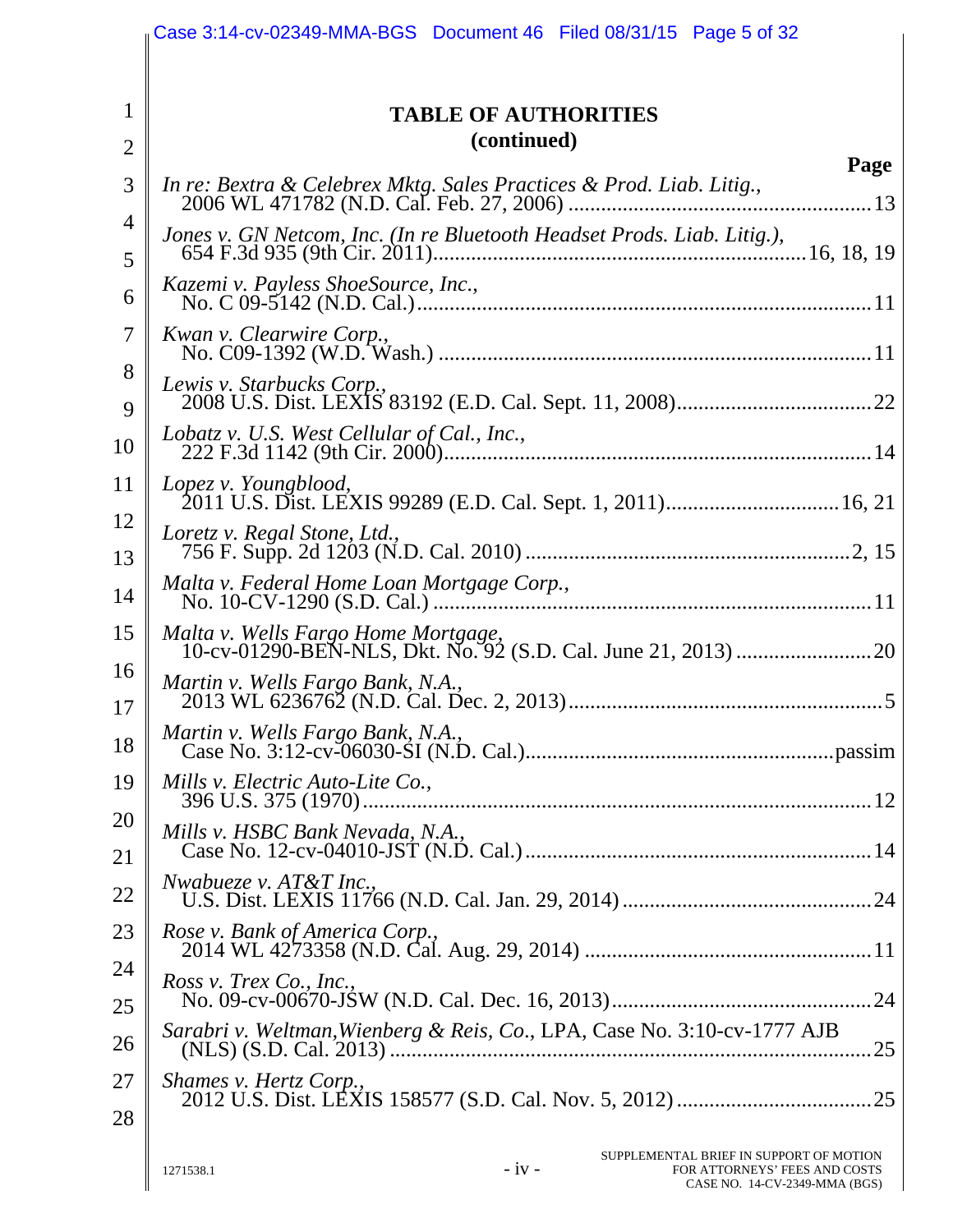## TABLE OF AUTHORITIES
## (continued)

**Page**

*In re: Bextra & Celebrex Mktg. Sales Practices & Prod. Liab. Litig.*, 2006 WL 471782 (N.D. Cal. Feb. 27, 2006) .......... 13

*Jones v. GN Netcom, Inc. (In re Bluetooth Headset Prods. Liab. Litig.)*, 654 F.3d 935 (9th Cir. 2011) .......... 16, 18, 19

*Kazemi v. Payless ShoeSource, Inc.*, No. C 09-5142 (N.D. Cal.) .......... 11

*Kwan v. Clearwire Corp.*, No. C09-1392 (W.D. Wash.) .......... 11

*Lewis v. Starbucks Corp.*, 2008 U.S. Dist. LEXIS 83192 (E.D. Cal. Sept. 11, 2008) .......... 22

*Lobatz v. U.S. West Cellular of Cal., Inc.*, 222 F.3d 1142 (9th Cir. 2000) .......... 14

*Lopez v. Youngblood*, 2011 U.S. Dist. LEXIS 99289 (E.D. Cal. Sept. 1, 2011) .......... 16, 21

*Loretz v. Regal Stone, Ltd.*, 756 F. Supp. 2d 1203 (N.D. Cal. 2010) .......... 2, 15

*Malta v. Federal Home Loan Mortgage Corp.*, No. 10-CV-1290 (S.D. Cal.) .......... 11

*Malta v. Wells Fargo Home Mortgage*, 10-cv-01290-BEN-NLS, Dkt. No. 92 (S.D. Cal. June 21, 2013) .......... 20

*Martin v. Wells Fargo Bank, N.A.*, 2013 WL 6236762 (N.D. Cal. Dec. 2, 2013) .......... 5

*Martin v. Wells Fargo Bank, N.A.*, Case No. 3:12-cv-06030-SI (N.D. Cal.) .......... passim

*Mills v. Electric Auto-Lite Co.*, 396 U.S. 375 (1970) .......... 12

*Mills v. HSBC Bank Nevada, N.A.*, Case No. 12-cv-04010-JST (N.D. Cal.) .......... 14

*Nwabueze v. AT&T Inc.*, U.S. Dist. LEXIS 11766 (N.D. Cal. Jan. 29, 2014) .......... 24

*Rose v. Bank of America Corp.*, 2014 WL 4273358 (N.D. Cal. Aug. 29, 2014) .......... 11

*Ross v. Trex Co., Inc.*, No. 09-cv-00670-JSW (N.D. Cal. Dec. 16, 2013) .......... 24

*Sarabri v. Weltman, Wienberg & Reis, Co.*, LPA, Case No. 3:10-cv-1777 AJB (NLS) (S.D. Cal. 2013) .......... 25

*Shames v. Hertz Corp.*, 2012 U.S. Dist. LEXIS 158577 (S.D. Cal. Nov. 5, 2012) .......... 25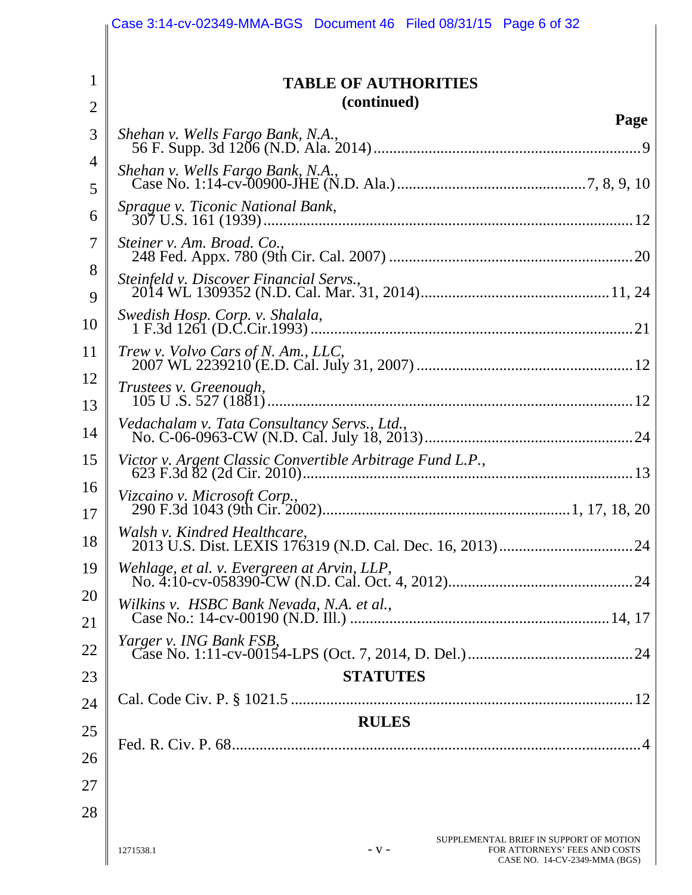## TABLE OF AUTHORITIES
## (continued)

**Page**

*Shehan v. Wells Fargo Bank, N.A.*,
56 F. Supp. 3d 1206 (N.D. Ala. 2014) .......... 9

*Shehan v. Wells Fargo Bank, N.A.*,
Case No. 1:14-cv-00900-JHE (N.D. Ala.) .......... 7, 8, 9, 10

*Sprague v. Ticonic National Bank*,
307 U.S. 161 (1939) .......... 12

*Steiner v. Am. Broad. Co.*,
248 Fed. Appx. 780 (9th Cir. Cal. 2007) .......... 20

*Steinfeld v. Discover Financial Servs.*,
2014 WL 1309352 (N.D. Cal. Mar. 31, 2014) .......... 11, 24

*Swedish Hosp. Corp. v. Shalala*,
1 F.3d 1261 (D.C.Cir.1993) .......... 21

*Trew v. Volvo Cars of N. Am., LLC*,
2007 WL 2239210 (E.D. Cal. July 31, 2007) .......... 12

*Trustees v. Greenough*,
105 U .S. 527 (1881) .......... 12

*Vedachalam v. Tata Consultancy Servs., Ltd.*,
No. C-06-0963-CW (N.D. Cal. July 18, 2013) .......... 24

*Victor v. Argent Classic Convertible Arbitrage Fund L.P.*,
623 F.3d 82 (2d Cir. 2010) .......... 13

*Vizcaino v. Microsoft Corp.*,
290 F.3d 1043 (9th Cir. 2002) .......... 1, 17, 18, 20

*Walsh v. Kindred Healthcare*,
2013 U.S. Dist. LEXIS 176319 (N.D. Cal. Dec. 16, 2013) .......... 24

*Wehlage, et al. v. Evergreen at Arvin, LLP*,
No. 4:10-cv-058390-CW (N.D. Cal. Oct. 4, 2012) .......... 24

*Wilkins v. HSBC Bank Nevada, N.A. et al.*,
Case No.: 14-cv-00190 (N.D. Ill.) .......... 14, 17

*Yarger v. ING Bank FSB*,
Case No. 1:11-cv-00154-LPS (Oct. 7, 2014, D. Del.) .......... 24

## STATUTES

Cal. Code Civ. P. § 1021.5 .......... 12

## RULES

Fed. R. Civ. P. 68 .......... 4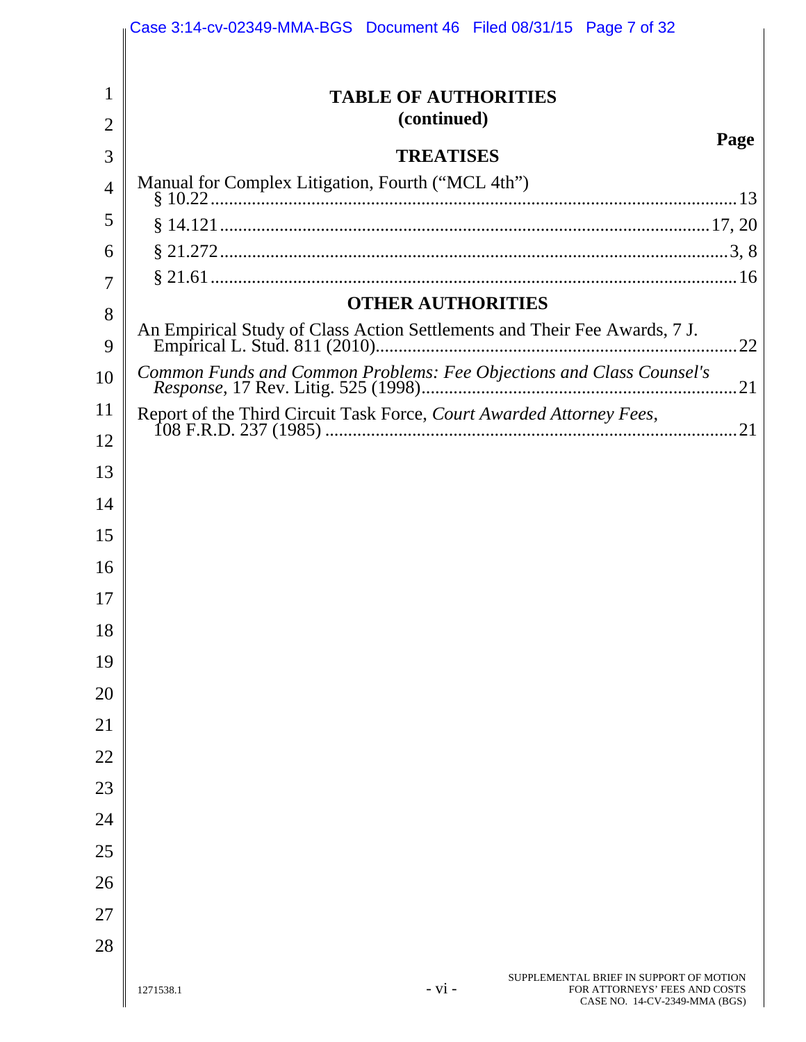**TABLE OF AUTHORITIES**
**(continued)**

**Page**

**TREATISES**

Manual for Complex Litigation, Fourth ("MCL 4th")
§ 10.22 .......... 13
§ 14.121 .......... 17, 20
§ 21.272 .......... 3, 8
§ 21.61 .......... 16

**OTHER AUTHORITIES**

An Empirical Study of Class Action Settlements and Their Fee Awards, 7 J. Empirical L. Stud. 811 (2010) .......... 22

*Common Funds and Common Problems: Fee Objections and Class Counsel's Response*, 17 Rev. Litig. 525 (1998) .......... 21

Report of the Third Circuit Task Force, *Court Awarded Attorney Fees*, 108 F.R.D. 237 (1985) .......... 21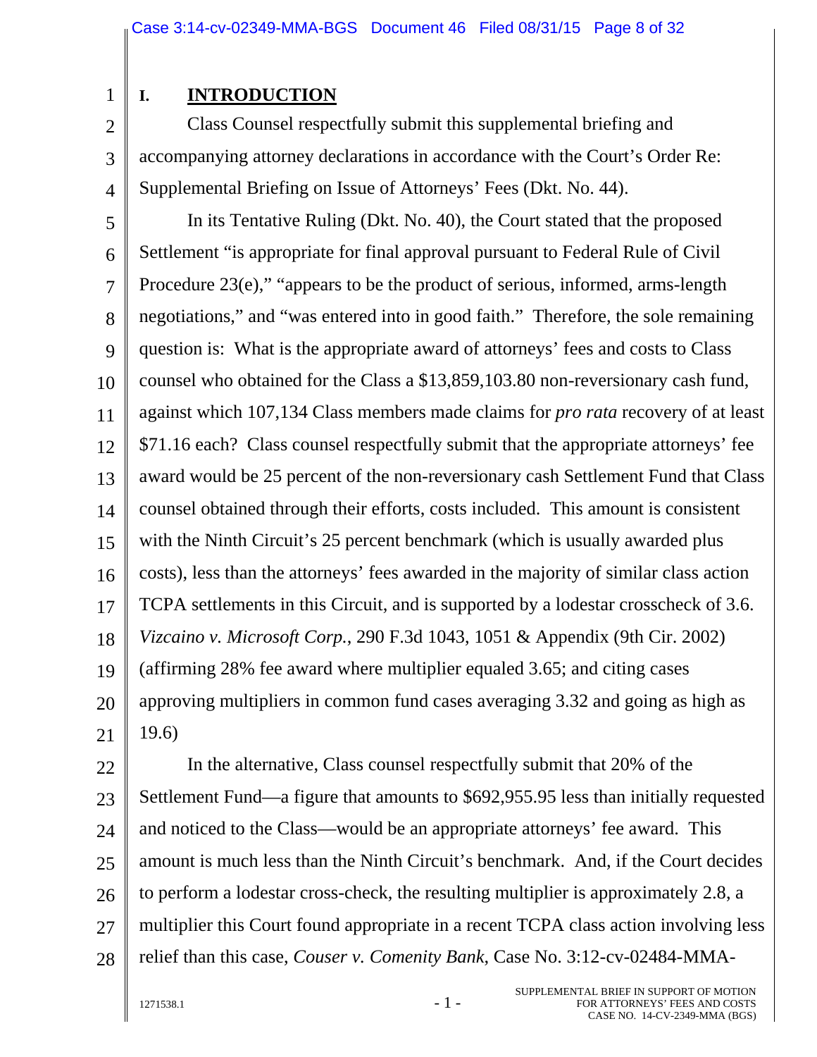## I. INTRODUCTION

Class Counsel respectfully submit this supplemental briefing and accompanying attorney declarations in accordance with the Court's Order Re: Supplemental Briefing on Issue of Attorneys' Fees (Dkt. No. 44).

In its Tentative Ruling (Dkt. No. 40), the Court stated that the proposed Settlement "is appropriate for final approval pursuant to Federal Rule of Civil Procedure 23(e)," "appears to be the product of serious, informed, arms-length negotiations," and "was entered into in good faith." Therefore, the sole remaining question is: What is the appropriate award of attorneys' fees and costs to Class counsel who obtained for the Class a $13,859,103.80 non-reversionary cash fund, against which 107,134 Class members made claims for *pro rata* recovery of at least $71.16 each? Class counsel respectfully submit that the appropriate attorneys' fee award would be 25 percent of the non-reversionary cash Settlement Fund that Class counsel obtained through their efforts, costs included. This amount is consistent with the Ninth Circuit's 25 percent benchmark (which is usually awarded plus costs), less than the attorneys' fees awarded in the majority of similar class action TCPA settlements in this Circuit, and is supported by a lodestar crosscheck of 3.6. *Vizcaino v. Microsoft Corp.*, 290 F.3d 1043, 1051 & Appendix (9th Cir. 2002) (affirming 28% fee award where multiplier equaled 3.65; and citing cases approving multipliers in common fund cases averaging 3.32 and going as high as 19.6)

In the alternative, Class counsel respectfully submit that 20% of the Settlement Fund—a figure that amounts to $692,955.95 less than initially requested and noticed to the Class—would be an appropriate attorneys' fee award. This amount is much less than the Ninth Circuit's benchmark. And, if the Court decides to perform a lodestar cross-check, the resulting multiplier is approximately 2.8, a multiplier this Court found appropriate in a recent TCPA class action involving less relief than this case, *Couser v. Comenity Bank*, Case No. 3:12-cv-02484-MMA-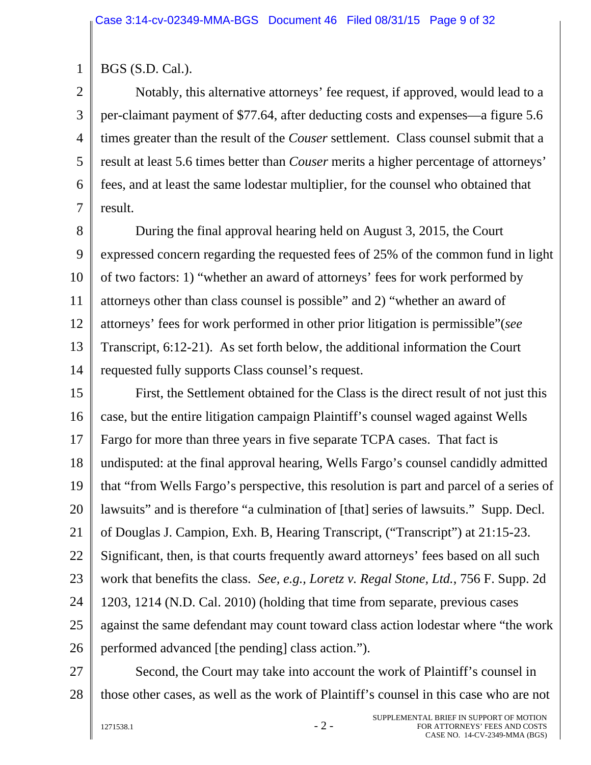BGS (S.D. Cal.).

Notably, this alternative attorneys' fee request, if approved, would lead to a per-claimant payment of $77.64, after deducting costs and expenses—a figure 5.6 times greater than the result of the *Couser* settlement. Class counsel submit that a result at least 5.6 times better than *Couser* merits a higher percentage of attorneys' fees, and at least the same lodestar multiplier, for the counsel who obtained that result.

During the final approval hearing held on August 3, 2015, the Court expressed concern regarding the requested fees of 25% of the common fund in light of two factors: 1) "whether an award of attorneys' fees for work performed by attorneys other than class counsel is possible" and 2) "whether an award of attorneys' fees for work performed in other prior litigation is permissible"(*see* Transcript, 6:12-21). As set forth below, the additional information the Court requested fully supports Class counsel's request.

First, the Settlement obtained for the Class is the direct result of not just this case, but the entire litigation campaign Plaintiff's counsel waged against Wells Fargo for more than three years in five separate TCPA cases. That fact is undisputed: at the final approval hearing, Wells Fargo's counsel candidly admitted that "from Wells Fargo's perspective, this resolution is part and parcel of a series of lawsuits" and is therefore "a culmination of [that] series of lawsuits." Supp. Decl. of Douglas J. Campion, Exh. B, Hearing Transcript, ("Transcript") at 21:15-23. Significant, then, is that courts frequently award attorneys' fees based on all such work that benefits the class. *See, e.g., Loretz v. Regal Stone, Ltd.*, 756 F. Supp. 2d 1203, 1214 (N.D. Cal. 2010) (holding that time from separate, previous cases against the same defendant may count toward class action lodestar where "the work performed advanced [the pending] class action.").

Second, the Court may take into account the work of Plaintiff's counsel in those other cases, as well as the work of Plaintiff's counsel in this case who are not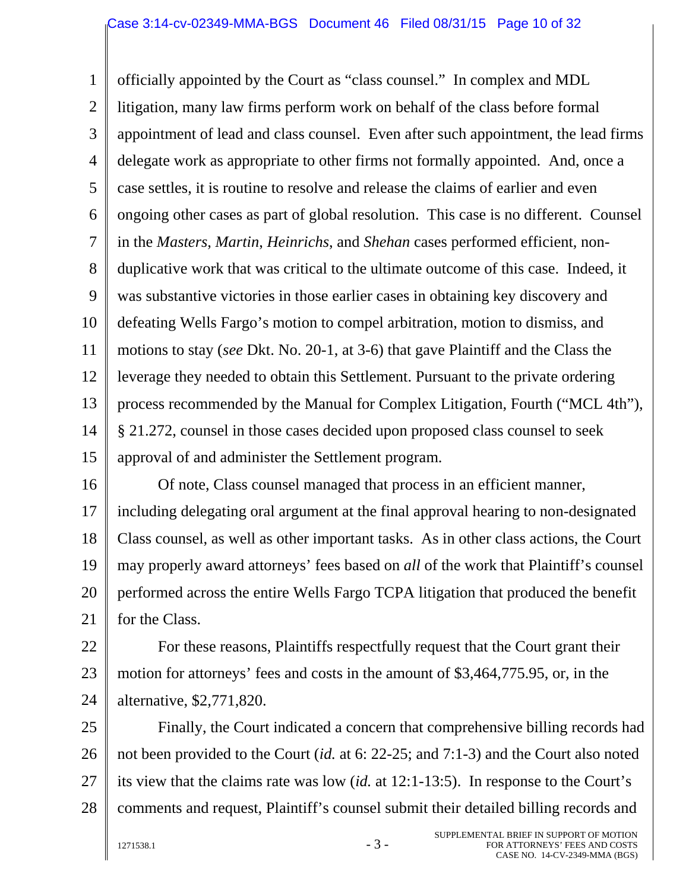officially appointed by the Court as "class counsel." In complex and MDL litigation, many law firms perform work on behalf of the class before formal appointment of lead and class counsel. Even after such appointment, the lead firms delegate work as appropriate to other firms not formally appointed. And, once a case settles, it is routine to resolve and release the claims of earlier and even ongoing other cases as part of global resolution. This case is no different. Counsel in the *Masters*, *Martin*, *Heinrichs*, and *Shehan* cases performed efficient, non-duplicative work that was critical to the ultimate outcome of this case. Indeed, it was substantive victories in those earlier cases in obtaining key discovery and defeating Wells Fargo's motion to compel arbitration, motion to dismiss, and motions to stay (*see* Dkt. No. 20-1, at 3-6) that gave Plaintiff and the Class the leverage they needed to obtain this Settlement. Pursuant to the private ordering process recommended by the Manual for Complex Litigation, Fourth ("MCL 4th"), § 21.272, counsel in those cases decided upon proposed class counsel to seek approval of and administer the Settlement program.

Of note, Class counsel managed that process in an efficient manner, including delegating oral argument at the final approval hearing to non-designated Class counsel, as well as other important tasks. As in other class actions, the Court may properly award attorneys' fees based on *all* of the work that Plaintiff's counsel performed across the entire Wells Fargo TCPA litigation that produced the benefit for the Class.

For these reasons, Plaintiffs respectfully request that the Court grant their motion for attorneys' fees and costs in the amount of $3,464,775.95, or, in the alternative, $2,771,820.

Finally, the Court indicated a concern that comprehensive billing records had not been provided to the Court (*id.* at 6: 22-25; and 7:1-3) and the Court also noted its view that the claims rate was low (*id.* at 12:1-13:5). In response to the Court's comments and request, Plaintiff's counsel submit their detailed billing records and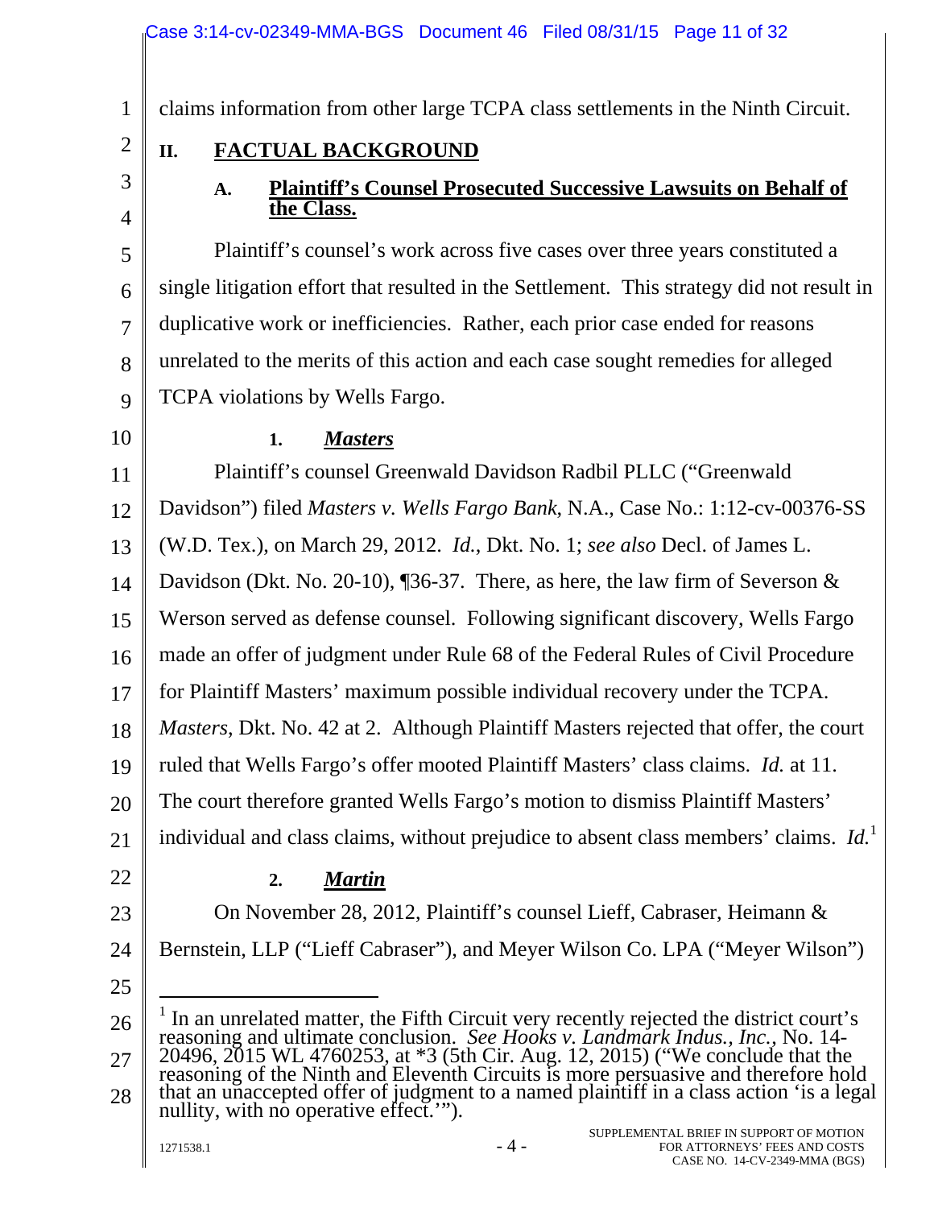claims information from other large TCPA class settlements in the Ninth Circuit.

## II. FACTUAL BACKGROUND

### A. Plaintiff's Counsel Prosecuted Successive Lawsuits on Behalf of the Class.

Plaintiff's counsel's work across five cases over three years constituted a single litigation effort that resulted in the Settlement. This strategy did not result in duplicative work or inefficiencies. Rather, each prior case ended for reasons unrelated to the merits of this action and each case sought remedies for alleged TCPA violations by Wells Fargo.

#### 1. *Masters*

Plaintiff's counsel Greenwald Davidson Radbil PLLC ("Greenwald Davidson") filed *Masters v. Wells Fargo Bank*, N.A., Case No.: 1:12-cv-00376-SS (W.D. Tex.), on March 29, 2012. *Id.*, Dkt. No. 1; *see also* Decl. of James L. Davidson (Dkt. No. 20-10), ¶36-37. There, as here, the law firm of Severson & Werson served as defense counsel. Following significant discovery, Wells Fargo made an offer of judgment under Rule 68 of the Federal Rules of Civil Procedure for Plaintiff Masters' maximum possible individual recovery under the TCPA. *Masters*, Dkt. No. 42 at 2. Although Plaintiff Masters rejected that offer, the court ruled that Wells Fargo's offer mooted Plaintiff Masters' class claims. *Id.* at 11. The court therefore granted Wells Fargo's motion to dismiss Plaintiff Masters' individual and class claims, without prejudice to absent class members' claims. *Id.*[1]

#### 2. *Martin*

On November 28, 2012, Plaintiff's counsel Lieff, Cabraser, Heimann & Bernstein, LLP ("Lieff Cabraser"), and Meyer Wilson Co. LPA ("Meyer Wilson")

---

[1] In an unrelated matter, the Fifth Circuit very recently rejected the district court's reasoning and ultimate conclusion. *See Hooks v. Landmark Indus., Inc.*, No. 14-20496, 2015 WL 4760253, at *3 (5th Cir. Aug. 12, 2015) ("We conclude that the reasoning of the Ninth and Eleventh Circuits is more persuasive and therefore hold that an unaccepted offer of judgment to a named plaintiff in a class action 'is a legal nullity, with no operative effect.'").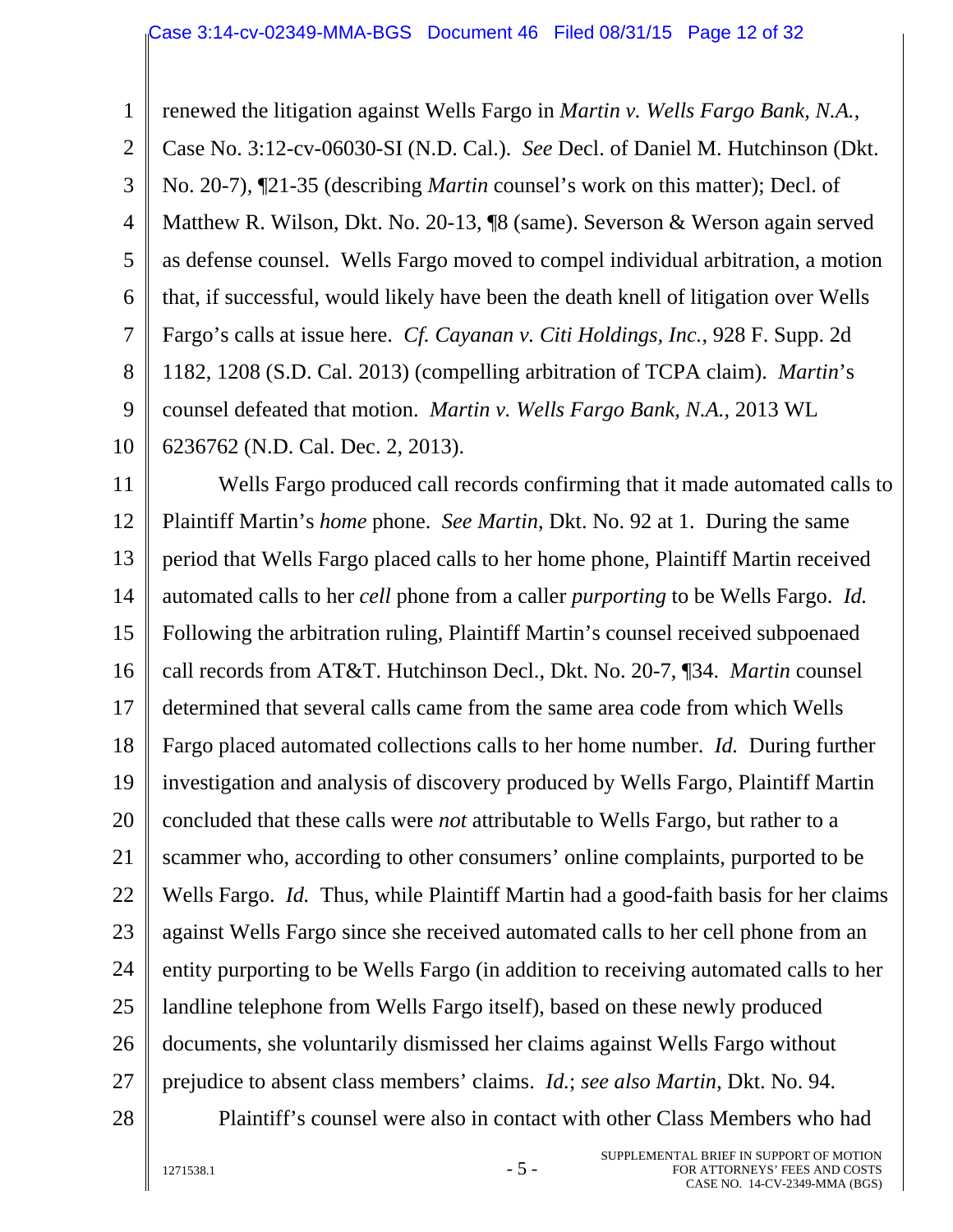renewed the litigation against Wells Fargo in *Martin v. Wells Fargo Bank, N.A.*, Case No. 3:12-cv-06030-SI (N.D. Cal.). *See* Decl. of Daniel M. Hutchinson (Dkt. No. 20-7), ¶21-35 (describing *Martin* counsel's work on this matter); Decl. of Matthew R. Wilson, Dkt. No. 20-13, ¶8 (same). Severson & Werson again served as defense counsel. Wells Fargo moved to compel individual arbitration, a motion that, if successful, would likely have been the death knell of litigation over Wells Fargo's calls at issue here. *Cf. Cayanan v. Citi Holdings, Inc.*, 928 F. Supp. 2d 1182, 1208 (S.D. Cal. 2013) (compelling arbitration of TCPA claim). *Martin*'s counsel defeated that motion. *Martin v. Wells Fargo Bank, N.A.*, 2013 WL 6236762 (N.D. Cal. Dec. 2, 2013).

Wells Fargo produced call records confirming that it made automated calls to Plaintiff Martin's *home* phone. *See Martin*, Dkt. No. 92 at 1. During the same period that Wells Fargo placed calls to her home phone, Plaintiff Martin received automated calls to her *cell* phone from a caller *purporting* to be Wells Fargo. *Id.* Following the arbitration ruling, Plaintiff Martin's counsel received subpoenaed call records from AT&T. Hutchinson Decl., Dkt. No. 20-7, ¶34. *Martin* counsel determined that several calls came from the same area code from which Wells Fargo placed automated collections calls to her home number. *Id.* During further investigation and analysis of discovery produced by Wells Fargo, Plaintiff Martin concluded that these calls were *not* attributable to Wells Fargo, but rather to a scammer who, according to other consumers' online complaints, purported to be Wells Fargo. *Id.* Thus, while Plaintiff Martin had a good-faith basis for her claims against Wells Fargo since she received automated calls to her cell phone from an entity purporting to be Wells Fargo (in addition to receiving automated calls to her landline telephone from Wells Fargo itself), based on these newly produced documents, she voluntarily dismissed her claims against Wells Fargo without prejudice to absent class members' claims. *Id.*; *see also Martin*, Dkt. No. 94.

Plaintiff's counsel were also in contact with other Class Members who had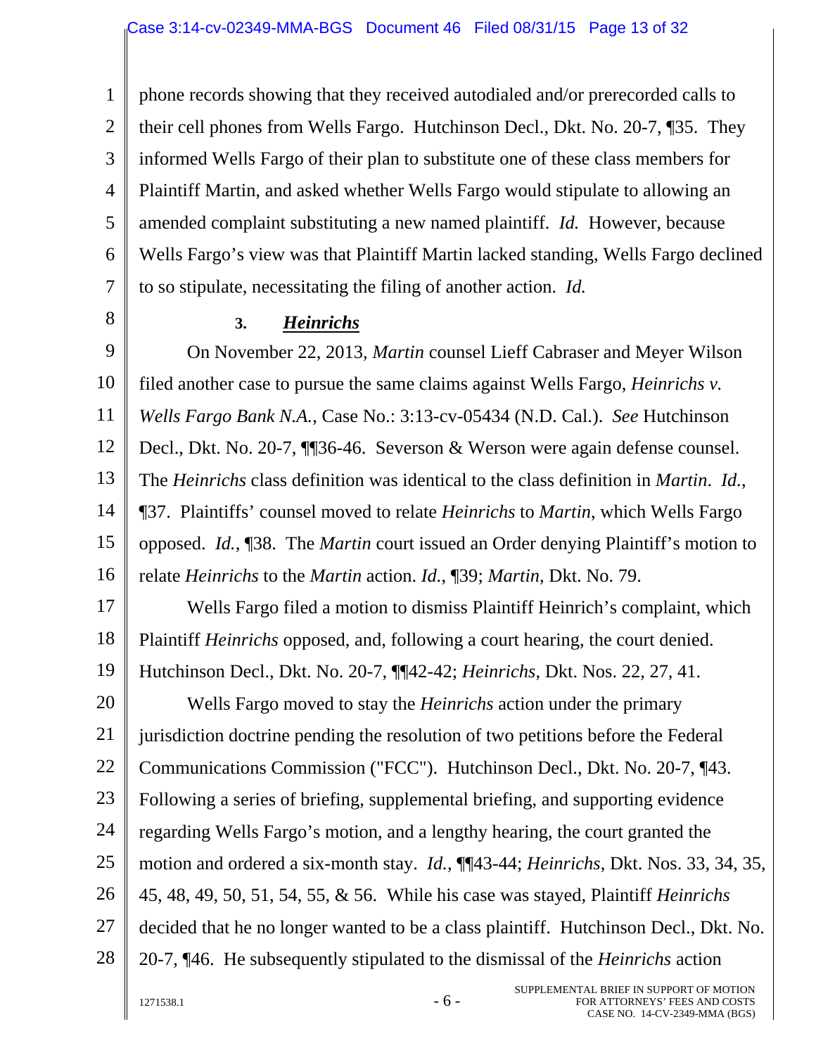phone records showing that they received autodialed and/or prerecorded calls to their cell phones from Wells Fargo. Hutchinson Decl., Dkt. No. 20-7, ¶35. They informed Wells Fargo of their plan to substitute one of these class members for Plaintiff Martin, and asked whether Wells Fargo would stipulate to allowing an amended complaint substituting a new named plaintiff. *Id.* However, because Wells Fargo's view was that Plaintiff Martin lacked standing, Wells Fargo declined to so stipulate, necessitating the filing of another action. *Id.*

### 3. ***Heinrichs***

On November 22, 2013, *Martin* counsel Lieff Cabraser and Meyer Wilson filed another case to pursue the same claims against Wells Fargo, *Heinrichs v. Wells Fargo Bank N.A.*, Case No.: 3:13-cv-05434 (N.D. Cal.). *See* Hutchinson Decl., Dkt. No. 20-7, ¶¶36-46. Severson & Werson were again defense counsel. The *Heinrichs* class definition was identical to the class definition in *Martin*. *Id.*, ¶37. Plaintiffs' counsel moved to relate *Heinrichs* to *Martin*, which Wells Fargo opposed. *Id.*, ¶38. The *Martin* court issued an Order denying Plaintiff's motion to relate *Heinrichs* to the *Martin* action. *Id.*, ¶39; *Martin*, Dkt. No. 79.

Wells Fargo filed a motion to dismiss Plaintiff Heinrich's complaint, which Plaintiff *Heinrichs* opposed, and, following a court hearing, the court denied. Hutchinson Decl., Dkt. No. 20-7, ¶¶42-42; *Heinrichs*, Dkt. Nos. 22, 27, 41.

Wells Fargo moved to stay the *Heinrichs* action under the primary jurisdiction doctrine pending the resolution of two petitions before the Federal Communications Commission ("FCC"). Hutchinson Decl., Dkt. No. 20-7, ¶43. Following a series of briefing, supplemental briefing, and supporting evidence regarding Wells Fargo's motion, and a lengthy hearing, the court granted the motion and ordered a six-month stay. *Id.*, ¶¶43-44; *Heinrichs*, Dkt. Nos. 33, 34, 35, 45, 48, 49, 50, 51, 54, 55, & 56. While his case was stayed, Plaintiff *Heinrichs* decided that he no longer wanted to be a class plaintiff. Hutchinson Decl., Dkt. No. 20-7, ¶46. He subsequently stipulated to the dismissal of the *Heinrichs* action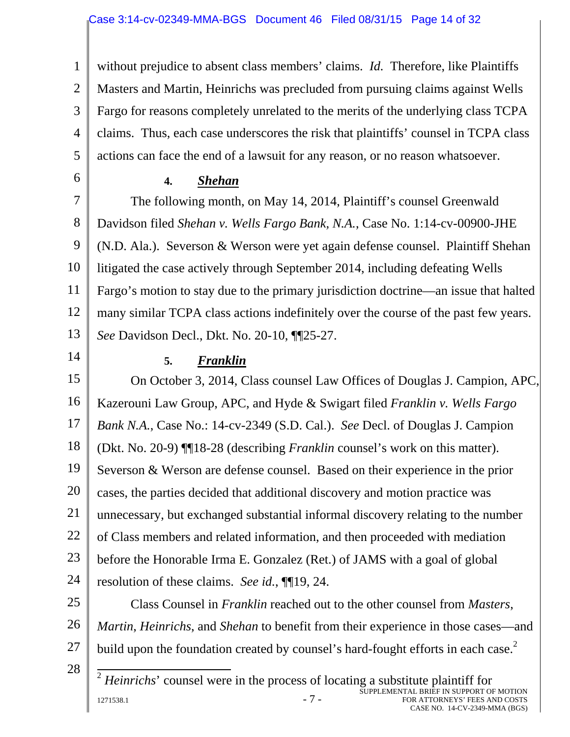without prejudice to absent class members' claims. *Id.* Therefore, like Plaintiffs Masters and Martin, Heinrichs was precluded from pursuing claims against Wells Fargo for reasons completely unrelated to the merits of the underlying class TCPA claims. Thus, each case underscores the risk that plaintiffs' counsel in TCPA class actions can face the end of a lawsuit for any reason, or no reason whatsoever.

**4. *Shehan***

The following month, on May 14, 2014, Plaintiff's counsel Greenwald Davidson filed *Shehan v. Wells Fargo Bank, N.A.*, Case No. 1:14-cv-00900-JHE (N.D. Ala.). Severson & Werson were yet again defense counsel. Plaintiff Shehan litigated the case actively through September 2014, including defeating Wells Fargo's motion to stay due to the primary jurisdiction doctrine—an issue that halted many similar TCPA class actions indefinitely over the course of the past few years. *See* Davidson Decl., Dkt. No. 20-10, ¶¶25-27.

**5. *Franklin***

On October 3, 2014, Class counsel Law Offices of Douglas J. Campion, APC, Kazerouni Law Group, APC, and Hyde & Swigart filed *Franklin v. Wells Fargo Bank N.A.*, Case No.: 14-cv-2349 (S.D. Cal.). *See* Decl. of Douglas J. Campion (Dkt. No. 20-9) ¶¶18-28 (describing *Franklin* counsel's work on this matter). Severson & Werson are defense counsel. Based on their experience in the prior cases, the parties decided that additional discovery and motion practice was unnecessary, but exchanged substantial informal discovery relating to the number of Class members and related information, and then proceeded with mediation before the Honorable Irma E. Gonzalez (Ret.) of JAMS with a goal of global resolution of these claims. *See id.*, ¶¶19, 24.

Class Counsel in *Franklin* reached out to the other counsel from *Masters*, *Martin*, *Heinrichs,* and *Shehan* to benefit from their experience in those cases—and build upon the foundation created by counsel's hard-fought efforts in each case.[2]

[2] *Heinrichs*' counsel were in the process of locating a substitute plaintiff for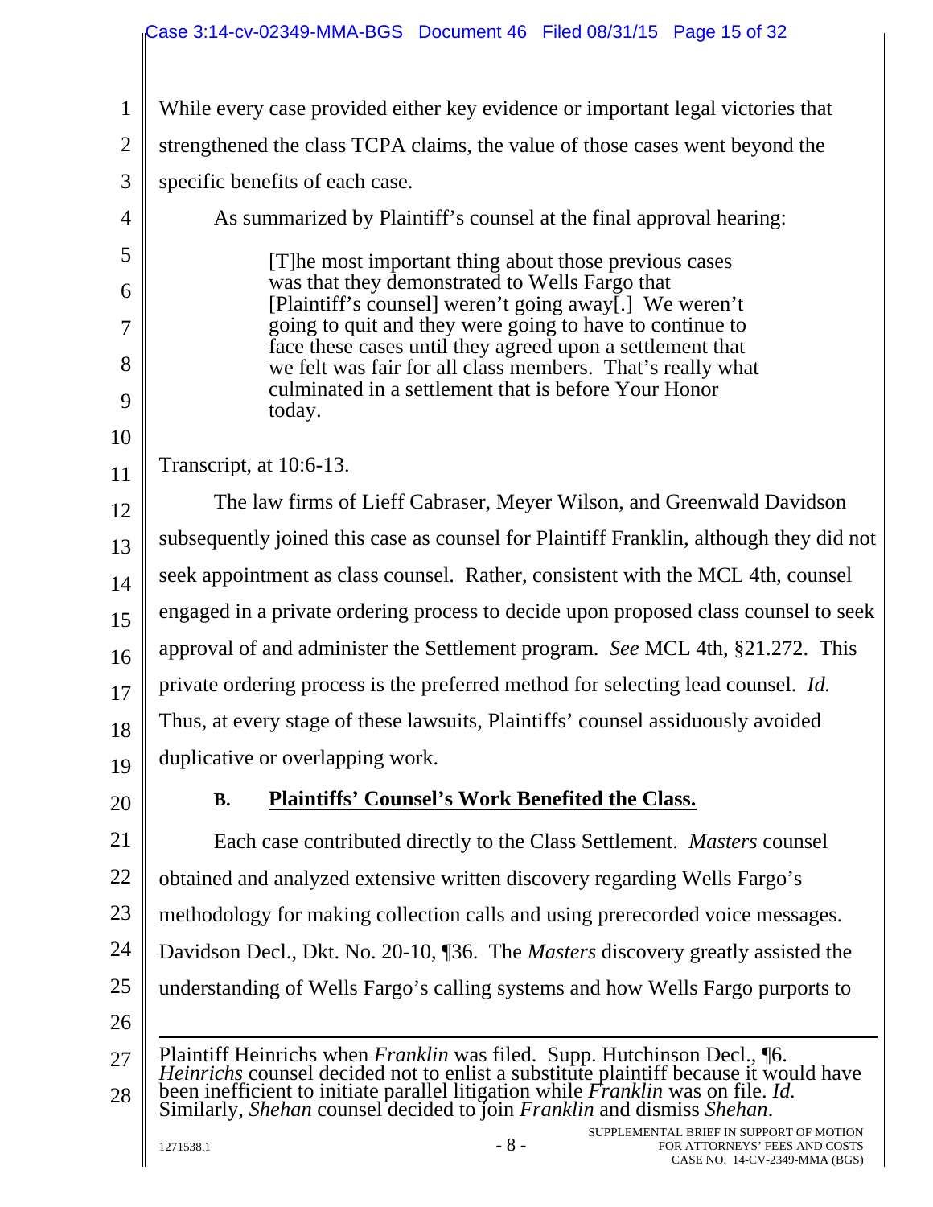While every case provided either key evidence or important legal victories that strengthened the class TCPA claims, the value of those cases went beyond the specific benefits of each case.

As summarized by Plaintiff's counsel at the final approval hearing:

> [T]he most important thing about those previous cases was that they demonstrated to Wells Fargo that [Plaintiff's counsel] weren't going away[.] We weren't going to quit and they were going to have to continue to face these cases until they agreed upon a settlement that we felt was fair for all class members. That's really what culminated in a settlement that is before Your Honor today.

Transcript, at 10:6-13.

The law firms of Lieff Cabraser, Meyer Wilson, and Greenwald Davidson subsequently joined this case as counsel for Plaintiff Franklin, although they did not seek appointment as class counsel. Rather, consistent with the MCL 4th, counsel engaged in a private ordering process to decide upon proposed class counsel to seek approval of and administer the Settlement program. *See* MCL 4th, §21.272. This private ordering process is the preferred method for selecting lead counsel. *Id.* Thus, at every stage of these lawsuits, Plaintiffs' counsel assiduously avoided duplicative or overlapping work.

### B. <u>Plaintiffs' Counsel's Work Benefited the Class.</u>

Each case contributed directly to the Class Settlement. *Masters* counsel obtained and analyzed extensive written discovery regarding Wells Fargo's methodology for making collection calls and using prerecorded voice messages. Davidson Decl., Dkt. No. 20-10, ¶36. The *Masters* discovery greatly assisted the understanding of Wells Fargo's calling systems and how Wells Fargo purports to

---

Plaintiff Heinrichs when *Franklin* was filed. Supp. Hutchinson Decl., ¶6. *Heinrichs* counsel decided not to enlist a substitute plaintiff because it would have been inefficient to initiate parallel litigation while *Franklin* was on file. *Id.* Similarly, *Shehan* counsel decided to join *Franklin* and dismiss *Shehan*.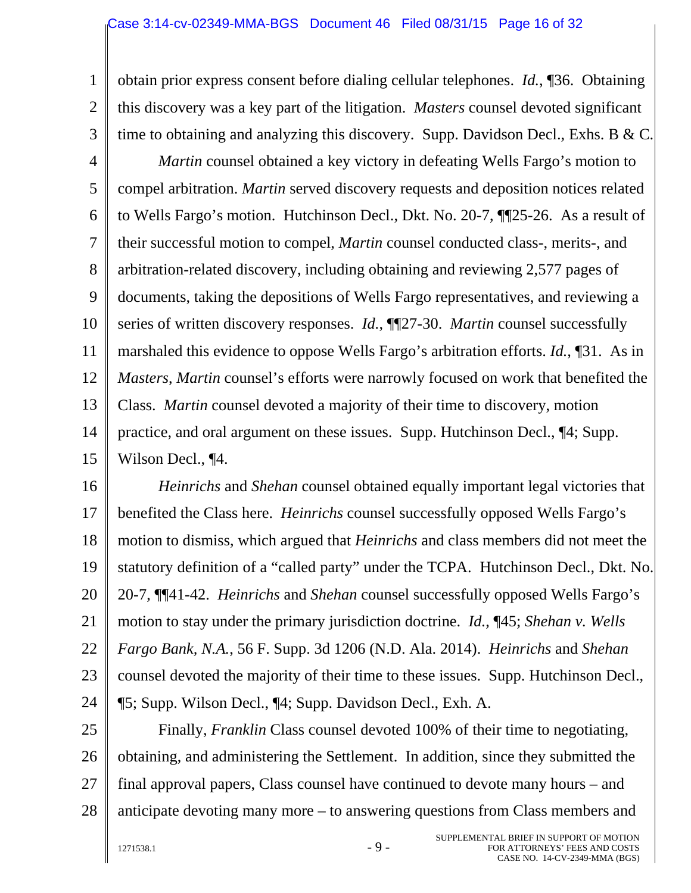obtain prior express consent before dialing cellular telephones. *Id.*, ¶36. Obtaining this discovery was a key part of the litigation. *Masters* counsel devoted significant time to obtaining and analyzing this discovery. Supp. Davidson Decl., Exhs. B & C.

*Martin* counsel obtained a key victory in defeating Wells Fargo's motion to compel arbitration. *Martin* served discovery requests and deposition notices related to Wells Fargo's motion. Hutchinson Decl., Dkt. No. 20-7, ¶¶25-26. As a result of their successful motion to compel, *Martin* counsel conducted class-, merits-, and arbitration-related discovery, including obtaining and reviewing 2,577 pages of documents, taking the depositions of Wells Fargo representatives, and reviewing a series of written discovery responses. *Id.*, ¶¶27-30. *Martin* counsel successfully marshaled this evidence to oppose Wells Fargo's arbitration efforts. *Id.*, ¶31. As in *Masters*, *Martin* counsel's efforts were narrowly focused on work that benefited the Class. *Martin* counsel devoted a majority of their time to discovery, motion practice, and oral argument on these issues. Supp. Hutchinson Decl., ¶4; Supp. Wilson Decl., ¶4.

*Heinrichs* and *Shehan* counsel obtained equally important legal victories that benefited the Class here. *Heinrichs* counsel successfully opposed Wells Fargo's motion to dismiss, which argued that *Heinrichs* and class members did not meet the statutory definition of a "called party" under the TCPA. Hutchinson Decl., Dkt. No. 20-7, ¶¶41-42. *Heinrichs* and *Shehan* counsel successfully opposed Wells Fargo's motion to stay under the primary jurisdiction doctrine. *Id.*, ¶45; *Shehan v. Wells Fargo Bank, N.A.*, 56 F. Supp. 3d 1206 (N.D. Ala. 2014). *Heinrichs* and *Shehan* counsel devoted the majority of their time to these issues. Supp. Hutchinson Decl., ¶5; Supp. Wilson Decl., ¶4; Supp. Davidson Decl., Exh. A.

Finally, *Franklin* Class counsel devoted 100% of their time to negotiating, obtaining, and administering the Settlement. In addition, since they submitted the final approval papers, Class counsel have continued to devote many hours – and anticipate devoting many more – to answering questions from Class members and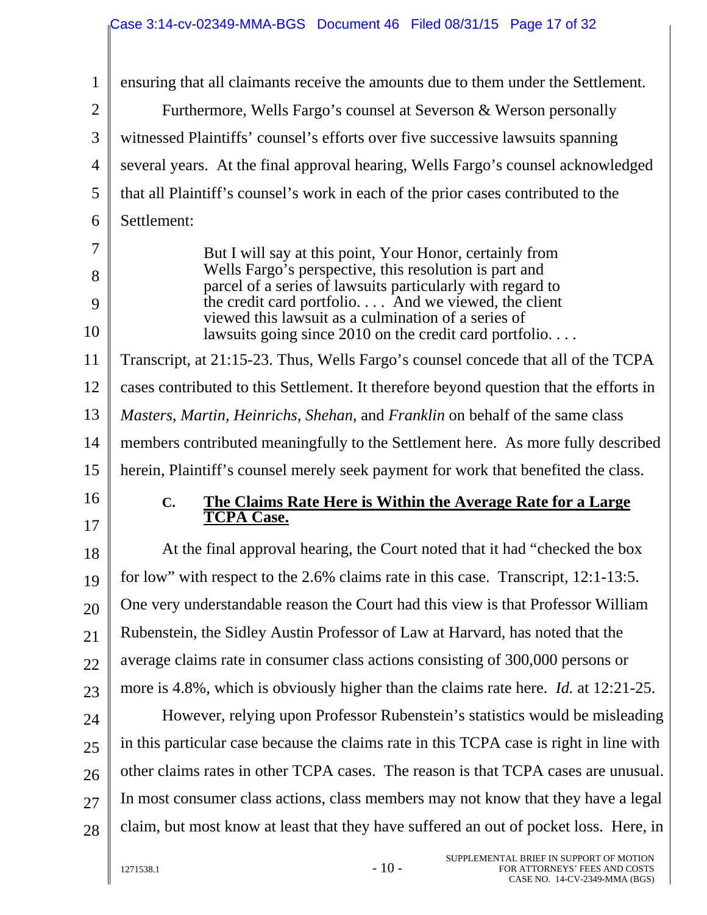ensuring that all claimants receive the amounts due to them under the Settlement.

Furthermore, Wells Fargo's counsel at Severson & Werson personally witnessed Plaintiffs' counsel's efforts over five successive lawsuits spanning several years. At the final approval hearing, Wells Fargo's counsel acknowledged that all Plaintiff's counsel's work in each of the prior cases contributed to the Settlement:

> But I will say at this point, Your Honor, certainly from Wells Fargo's perspective, this resolution is part and parcel of a series of lawsuits particularly with regard to the credit card portfolio. . . . And we viewed, the client viewed this lawsuit as a culmination of a series of lawsuits going since 2010 on the credit card portfolio. . . .

Transcript, at 21:15-23. Thus, Wells Fargo's counsel concede that all of the TCPA cases contributed to this Settlement. It therefore beyond question that the efforts in *Masters*, *Martin*, *Heinrichs*, *Shehan*, and *Franklin* on behalf of the same class members contributed meaningfully to the Settlement here. As more fully described herein, Plaintiff's counsel merely seek payment for work that benefited the class.

### C. <u>The Claims Rate Here is Within the Average Rate for a Large TCPA Case.</u>

At the final approval hearing, the Court noted that it had "checked the box for low" with respect to the 2.6% claims rate in this case. Transcript, 12:1-13:5. One very understandable reason the Court had this view is that Professor William Rubenstein, the Sidley Austin Professor of Law at Harvard, has noted that the average claims rate in consumer class actions consisting of 300,000 persons or more is 4.8%, which is obviously higher than the claims rate here. *Id.* at 12:21-25.

However, relying upon Professor Rubenstein's statistics would be misleading in this particular case because the claims rate in this TCPA case is right in line with other claims rates in other TCPA cases. The reason is that TCPA cases are unusual. In most consumer class actions, class members may not know that they have a legal claim, but most know at least that they have suffered an out of pocket loss. Here, in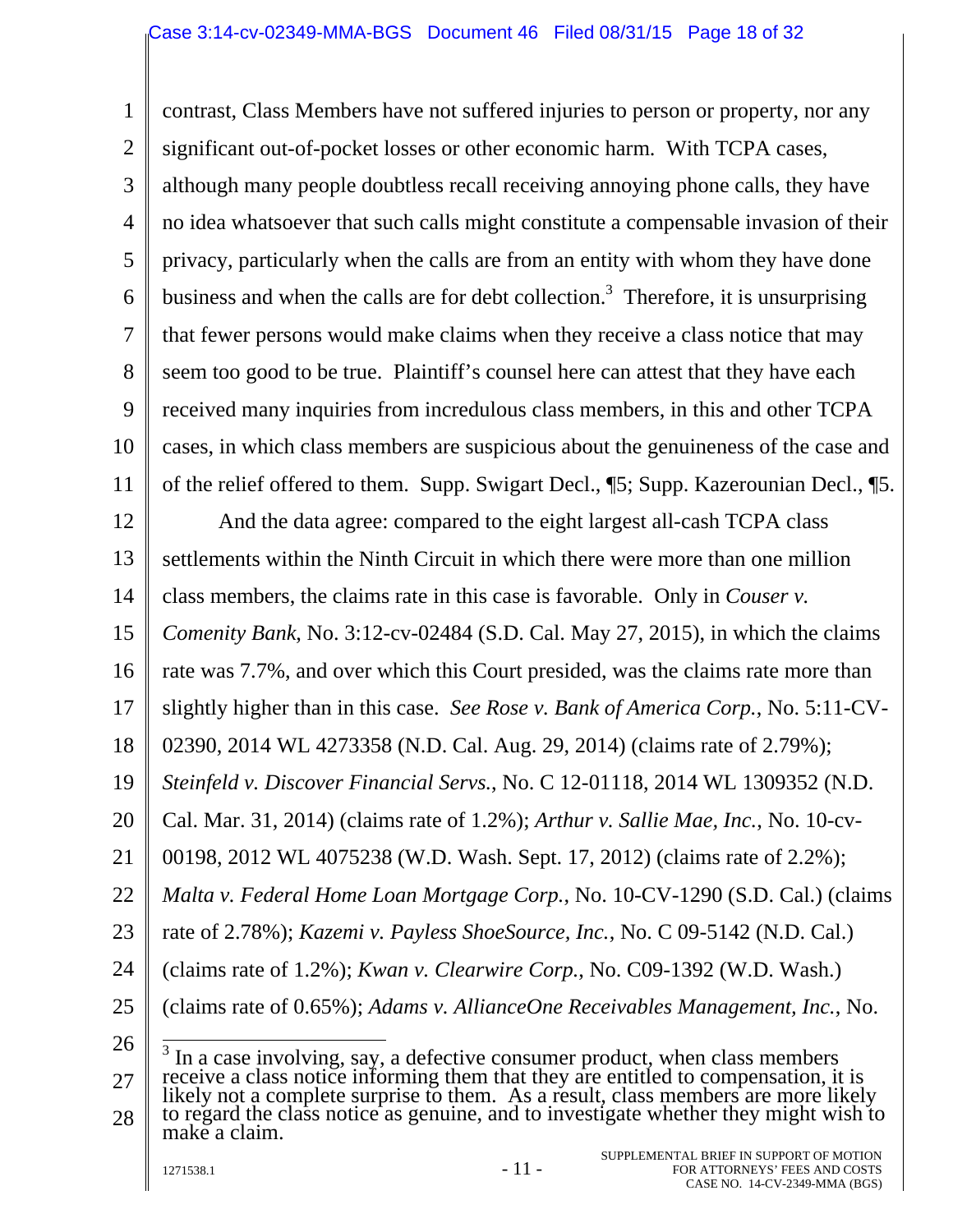contrast, Class Members have not suffered injuries to person or property, nor any significant out-of-pocket losses or other economic harm. With TCPA cases, although many people doubtless recall receiving annoying phone calls, they have no idea whatsoever that such calls might constitute a compensable invasion of their privacy, particularly when the calls are from an entity with whom they have done business and when the calls are for debt collection.[3] Therefore, it is unsurprising that fewer persons would make claims when they receive a class notice that may seem too good to be true. Plaintiff's counsel here can attest that they have each received many inquiries from incredulous class members, in this and other TCPA cases, in which class members are suspicious about the genuineness of the case and of the relief offered to them. Supp. Swigart Decl., ¶5; Supp. Kazerounian Decl., ¶5.

And the data agree: compared to the eight largest all-cash TCPA class settlements within the Ninth Circuit in which there were more than one million class members, the claims rate in this case is favorable. Only in *Couser v. Comenity Bank*, No. 3:12-cv-02484 (S.D. Cal. May 27, 2015), in which the claims rate was 7.7%, and over which this Court presided, was the claims rate more than slightly higher than in this case. *See Rose v. Bank of America Corp.*, No. 5:11-CV-02390, 2014 WL 4273358 (N.D. Cal. Aug. 29, 2014) (claims rate of 2.79%); *Steinfeld v. Discover Financial Servs.*, No. C 12-01118, 2014 WL 1309352 (N.D. Cal. Mar. 31, 2014) (claims rate of 1.2%); *Arthur v. Sallie Mae, Inc.*, No. 10-cv-00198, 2012 WL 4075238 (W.D. Wash. Sept. 17, 2012) (claims rate of 2.2%); *Malta v. Federal Home Loan Mortgage Corp.*, No. 10-CV-1290 (S.D. Cal.) (claims rate of 2.78%); *Kazemi v. Payless ShoeSource, Inc.*, No. C 09-5142 (N.D. Cal.) (claims rate of 1.2%); *Kwan v. Clearwire Corp.*, No. C09-1392 (W.D. Wash.) (claims rate of 0.65%); *Adams v. AllianceOne Receivables Management, Inc.*, No.

---

[3] In a case involving, say, a defective consumer product, when class members receive a class notice informing them that they are entitled to compensation, it is likely not a complete surprise to them. As a result, class members are more likely to regard the class notice as genuine, and to investigate whether they might wish to make a claim.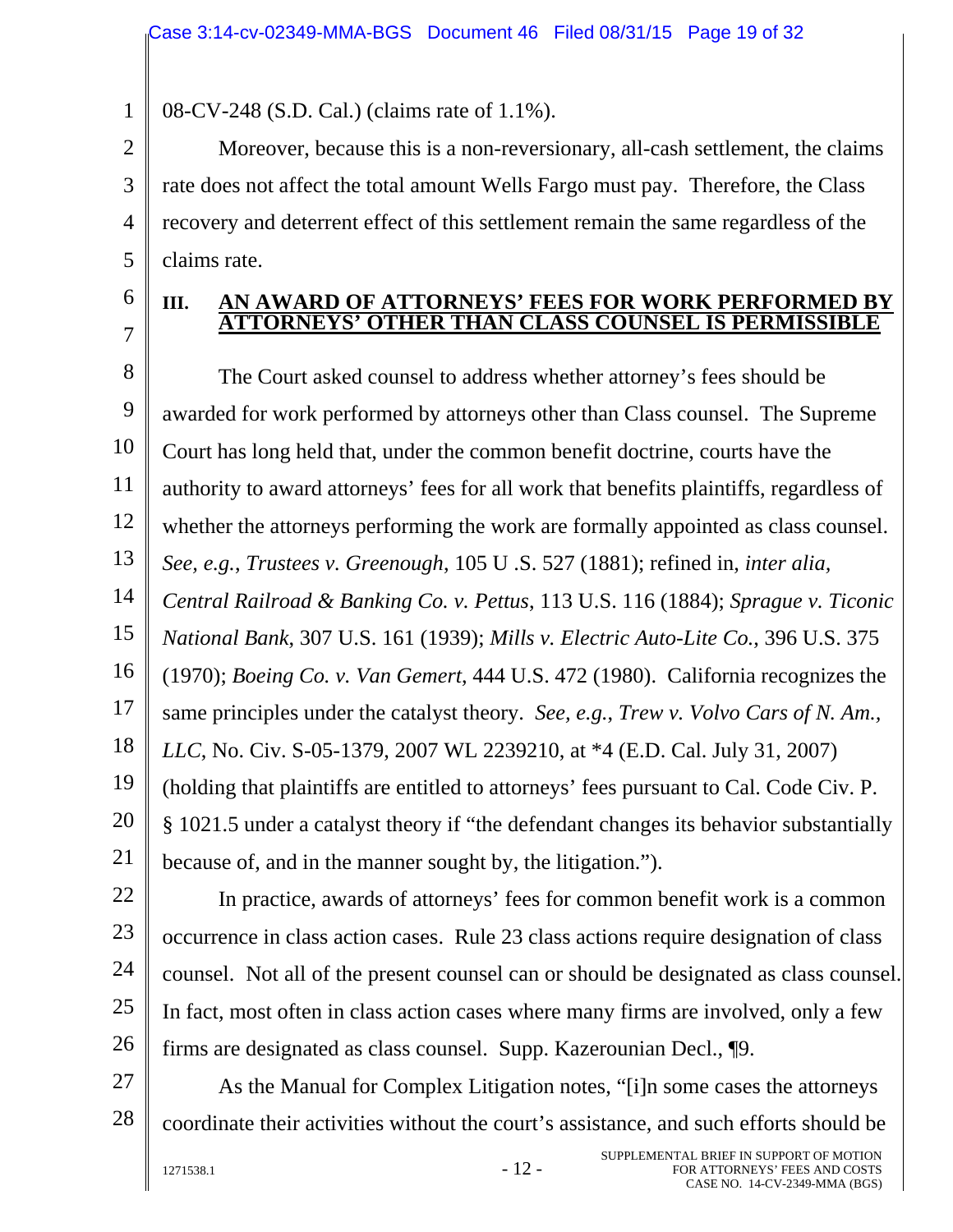08-CV-248 (S.D. Cal.) (claims rate of 1.1%).

Moreover, because this is a non-reversionary, all-cash settlement, the claims rate does not affect the total amount Wells Fargo must pay. Therefore, the Class recovery and deterrent effect of this settlement remain the same regardless of the claims rate.

## III. AN AWARD OF ATTORNEYS' FEES FOR WORK PERFORMED BY ATTORNEYS' OTHER THAN CLASS COUNSEL IS PERMISSIBLE

The Court asked counsel to address whether attorney's fees should be awarded for work performed by attorneys other than Class counsel. The Supreme Court has long held that, under the common benefit doctrine, courts have the authority to award attorneys' fees for all work that benefits plaintiffs, regardless of whether the attorneys performing the work are formally appointed as class counsel. *See, e.g.*, *Trustees v. Greenough*, 105 U .S. 527 (1881); refined in, *inter alia, Central Railroad & Banking Co. v. Pettus*, 113 U.S. 116 (1884); *Sprague v. Ticonic National Bank*, 307 U.S. 161 (1939); *Mills v. Electric Auto-Lite Co.*, 396 U.S. 375 (1970); *Boeing Co. v. Van Gemert*, 444 U.S. 472 (1980). California recognizes the same principles under the catalyst theory. *See, e.g.*, *Trew v. Volvo Cars of N. Am., LLC*, No. Civ. S-05-1379, 2007 WL 2239210, at *4 (E.D. Cal. July 31, 2007) (holding that plaintiffs are entitled to attorneys' fees pursuant to Cal. Code Civ. P. § 1021.5 under a catalyst theory if "the defendant changes its behavior substantially because of, and in the manner sought by, the litigation.").

In practice, awards of attorneys' fees for common benefit work is a common occurrence in class action cases. Rule 23 class actions require designation of class counsel. Not all of the present counsel can or should be designated as class counsel. In fact, most often in class action cases where many firms are involved, only a few firms are designated as class counsel. Supp. Kazerounian Decl., ¶9.

As the Manual for Complex Litigation notes, "[i]n some cases the attorneys coordinate their activities without the court's assistance, and such efforts should be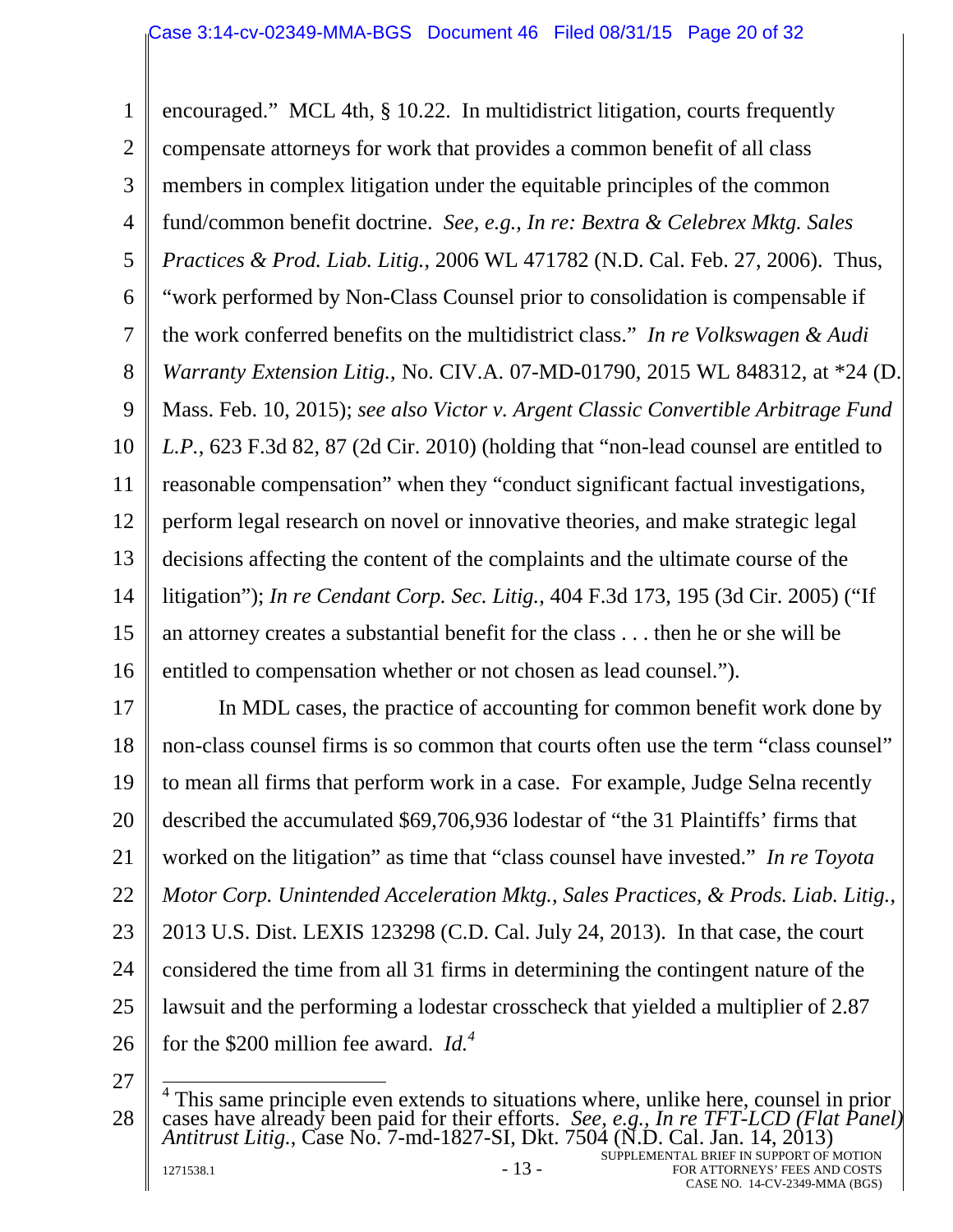encouraged." MCL 4th, § 10.22. In multidistrict litigation, courts frequently compensate attorneys for work that provides a common benefit of all class members in complex litigation under the equitable principles of the common fund/common benefit doctrine. *See, e.g., In re: Bextra & Celebrex Mktg. Sales Practices & Prod. Liab. Litig.*, 2006 WL 471782 (N.D. Cal. Feb. 27, 2006). Thus, "work performed by Non-Class Counsel prior to consolidation is compensable if the work conferred benefits on the multidistrict class." *In re Volkswagen & Audi Warranty Extension Litig.*, No. CIV.A. 07-MD-01790, 2015 WL 848312, at *24 (D. Mass. Feb. 10, 2015); *see also Victor v. Argent Classic Convertible Arbitrage Fund L.P.*, 623 F.3d 82, 87 (2d Cir. 2010) (holding that "non-lead counsel are entitled to reasonable compensation" when they "conduct significant factual investigations, perform legal research on novel or innovative theories, and make strategic legal decisions affecting the content of the complaints and the ultimate course of the litigation"); *In re Cendant Corp. Sec. Litig.*, 404 F.3d 173, 195 (3d Cir. 2005) ("If an attorney creates a substantial benefit for the class . . . then he or she will be entitled to compensation whether or not chosen as lead counsel.").

In MDL cases, the practice of accounting for common benefit work done by non-class counsel firms is so common that courts often use the term "class counsel" to mean all firms that perform work in a case. For example, Judge Selna recently described the accumulated $69,706,936 lodestar of "the 31 Plaintiffs' firms that worked on the litigation" as time that "class counsel have invested." *In re Toyota Motor Corp. Unintended Acceleration Mktg., Sales Practices, & Prods. Liab. Litig.*, 2013 U.S. Dist. LEXIS 123298 (C.D. Cal. July 24, 2013). In that case, the court considered the time from all 31 firms in determining the contingent nature of the lawsuit and the performing a lodestar crosscheck that yielded a multiplier of 2.87 for the $200 million fee award. *Id.*[4]

---

[4] This same principle even extends to situations where, unlike here, counsel in prior cases have already been paid for their efforts. *See, e.g., In re TFT-LCD (Flat Panel) Antitrust Litig.*, Case No. 7-md-1827-SI, Dkt. 7504 (N.D. Cal. Jan. 14, 2013)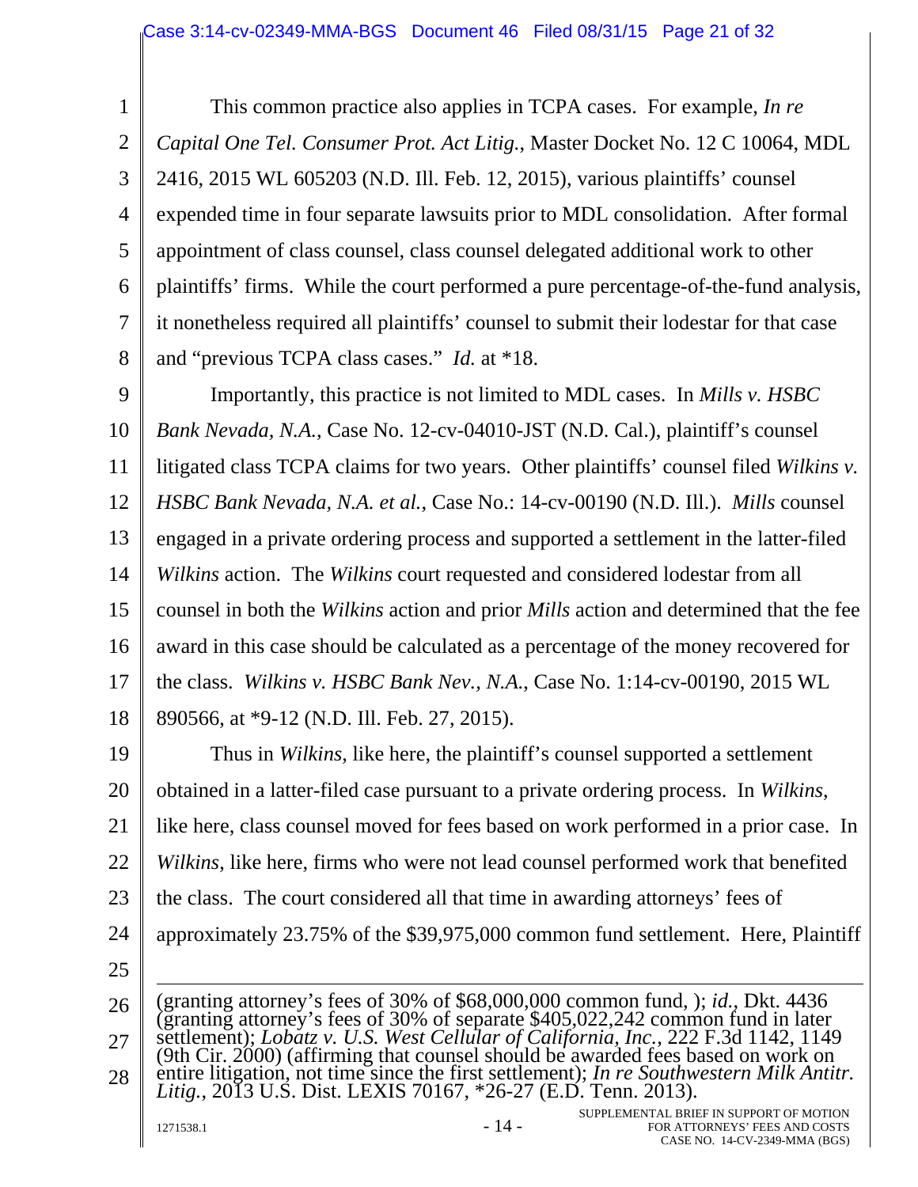This common practice also applies in TCPA cases. For example, *In re Capital One Tel. Consumer Prot. Act Litig.*, Master Docket No. 12 C 10064, MDL 2416, 2015 WL 605203 (N.D. Ill. Feb. 12, 2015), various plaintiffs' counsel expended time in four separate lawsuits prior to MDL consolidation. After formal appointment of class counsel, class counsel delegated additional work to other plaintiffs' firms. While the court performed a pure percentage-of-the-fund analysis, it nonetheless required all plaintiffs' counsel to submit their lodestar for that case and "previous TCPA class cases." *Id.* at *18.

Importantly, this practice is not limited to MDL cases. In *Mills v. HSBC Bank Nevada, N.A.*, Case No. 12-cv-04010-JST (N.D. Cal.), plaintiff's counsel litigated class TCPA claims for two years. Other plaintiffs' counsel filed *Wilkins v. HSBC Bank Nevada, N.A. et al.*, Case No.: 14-cv-00190 (N.D. Ill.). *Mills* counsel engaged in a private ordering process and supported a settlement in the latter-filed *Wilkins* action. The *Wilkins* court requested and considered lodestar from all counsel in both the *Wilkins* action and prior *Mills* action and determined that the fee award in this case should be calculated as a percentage of the money recovered for the class. *Wilkins v. HSBC Bank Nev., N.A.*, Case No. 1:14-cv-00190, 2015 WL 890566, at *9-12 (N.D. Ill. Feb. 27, 2015).

Thus in *Wilkins*, like here, the plaintiff's counsel supported a settlement obtained in a latter-filed case pursuant to a private ordering process. In *Wilkins*, like here, class counsel moved for fees based on work performed in a prior case. In *Wilkins*, like here, firms who were not lead counsel performed work that benefited the class. The court considered all that time in awarding attorneys' fees of approximately 23.75% of the $39,975,000 common fund settlement. Here, Plaintiff

---

(granting attorney's fees of 30% of $68,000,000 common fund, ); *id.*, Dkt. 4436 (granting attorney's fees of 30% of separate $405,022,242 common fund in later settlement); *Lobatz v. U.S. West Cellular of California, Inc.*, 222 F.3d 1142, 1149 (9th Cir. 2000) (affirming that counsel should be awarded fees based on work on entire litigation, not time since the first settlement); *In re Southwestern Milk Antitr. Litig.*, 2013 U.S. Dist. LEXIS 70167, *26-27 (E.D. Tenn. 2013).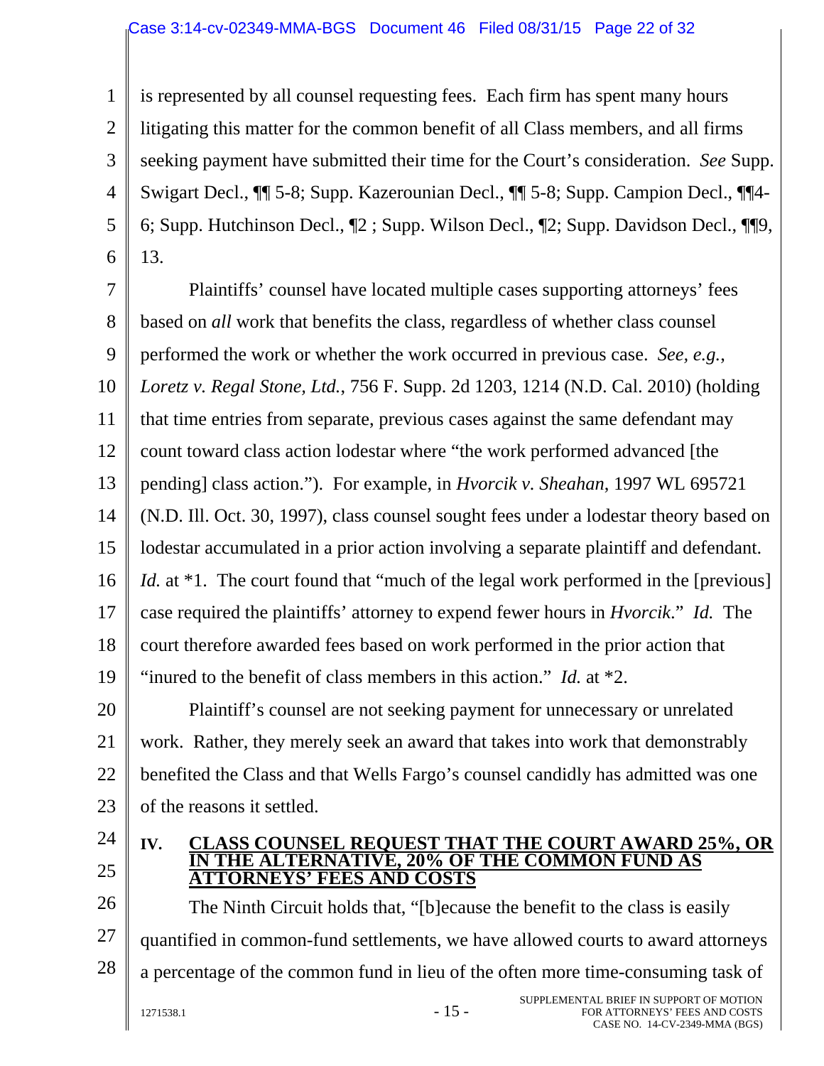is represented by all counsel requesting fees. Each firm has spent many hours litigating this matter for the common benefit of all Class members, and all firms seeking payment have submitted their time for the Court's consideration. *See* Supp. Swigart Decl., ¶¶ 5-8; Supp. Kazerounian Decl., ¶¶ 5-8; Supp. Campion Decl., ¶¶4-6; Supp. Hutchinson Decl., ¶2 ; Supp. Wilson Decl., ¶2; Supp. Davidson Decl., ¶¶9, 13.

Plaintiffs' counsel have located multiple cases supporting attorneys' fees based on *all* work that benefits the class, regardless of whether class counsel performed the work or whether the work occurred in previous case. *See, e.g.*, *Loretz v. Regal Stone, Ltd.*, 756 F. Supp. 2d 1203, 1214 (N.D. Cal. 2010) (holding that time entries from separate, previous cases against the same defendant may count toward class action lodestar where "the work performed advanced [the pending] class action."). For example, in *Hvorcik v. Sheahan*, 1997 WL 695721 (N.D. Ill. Oct. 30, 1997), class counsel sought fees under a lodestar theory based on lodestar accumulated in a prior action involving a separate plaintiff and defendant. *Id.* at *1. The court found that "much of the legal work performed in the [previous] case required the plaintiffs' attorney to expend fewer hours in *Hvorcik*." *Id.* The court therefore awarded fees based on work performed in the prior action that "inured to the benefit of class members in this action." *Id.* at *2.

Plaintiff's counsel are not seeking payment for unnecessary or unrelated work. Rather, they merely seek an award that takes into work that demonstrably benefited the Class and that Wells Fargo's counsel candidly has admitted was one of the reasons it settled.

## IV. CLASS COUNSEL REQUEST THAT THE COURT AWARD 25%, OR IN THE ALTERNATIVE, 20% OF THE COMMON FUND AS ATTORNEYS' FEES AND COSTS

The Ninth Circuit holds that, "[b]ecause the benefit to the class is easily quantified in common-fund settlements, we have allowed courts to award attorneys a percentage of the common fund in lieu of the often more time-consuming task of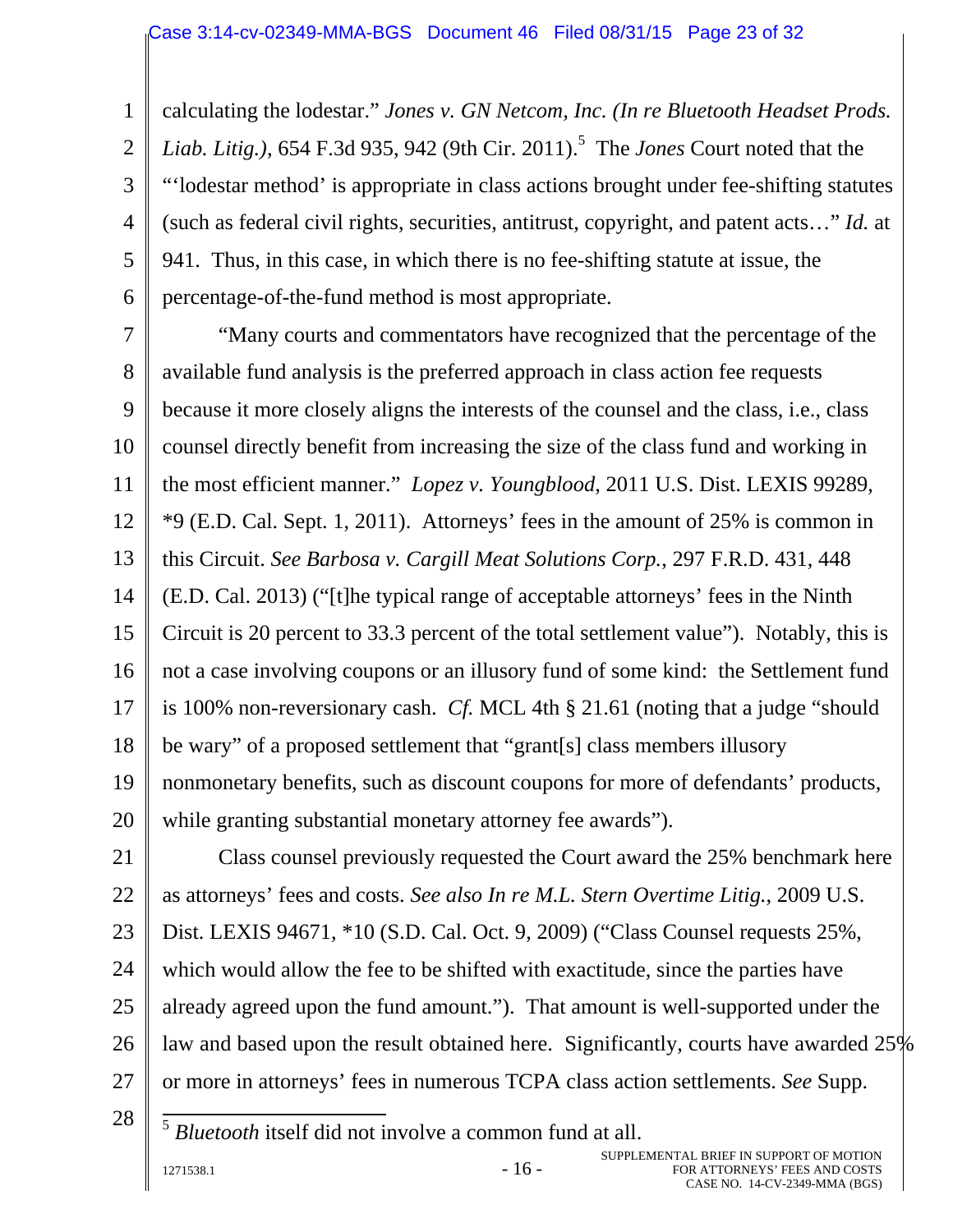calculating the lodestar." *Jones v. GN Netcom, Inc. (In re Bluetooth Headset Prods. Liab. Litig.)*, 654 F.3d 935, 942 (9th Cir. 2011).[5] The *Jones* Court noted that the "'lodestar method' is appropriate in class actions brought under fee-shifting statutes (such as federal civil rights, securities, antitrust, copyright, and patent acts…" *Id.* at 941. Thus, in this case, in which there is no fee-shifting statute at issue, the percentage-of-the-fund method is most appropriate.

"Many courts and commentators have recognized that the percentage of the available fund analysis is the preferred approach in class action fee requests because it more closely aligns the interests of the counsel and the class, i.e., class counsel directly benefit from increasing the size of the class fund and working in the most efficient manner." *Lopez v. Youngblood*, 2011 U.S. Dist. LEXIS 99289, *9 (E.D. Cal. Sept. 1, 2011). Attorneys' fees in the amount of 25% is common in this Circuit. *See Barbosa v. Cargill Meat Solutions Corp.*, 297 F.R.D. 431, 448 (E.D. Cal. 2013) ("[t]he typical range of acceptable attorneys' fees in the Ninth Circuit is 20 percent to 33.3 percent of the total settlement value"). Notably, this is not a case involving coupons or an illusory fund of some kind: the Settlement fund is 100% non-reversionary cash. *Cf.* MCL 4th § 21.61 (noting that a judge "should be wary" of a proposed settlement that "grant[s] class members illusory nonmonetary benefits, such as discount coupons for more of defendants' products, while granting substantial monetary attorney fee awards").

Class counsel previously requested the Court award the 25% benchmark here as attorneys' fees and costs. *See also In re M.L. Stern Overtime Litig.*, 2009 U.S. Dist. LEXIS 94671, *10 (S.D. Cal. Oct. 9, 2009) ("Class Counsel requests 25%, which would allow the fee to be shifted with exactitude, since the parties have already agreed upon the fund amount."). That amount is well-supported under the law and based upon the result obtained here. Significantly, courts have awarded 25% or more in attorneys' fees in numerous TCPA class action settlements. *See* Supp.

---

[5] *Bluetooth* itself did not involve a common fund at all.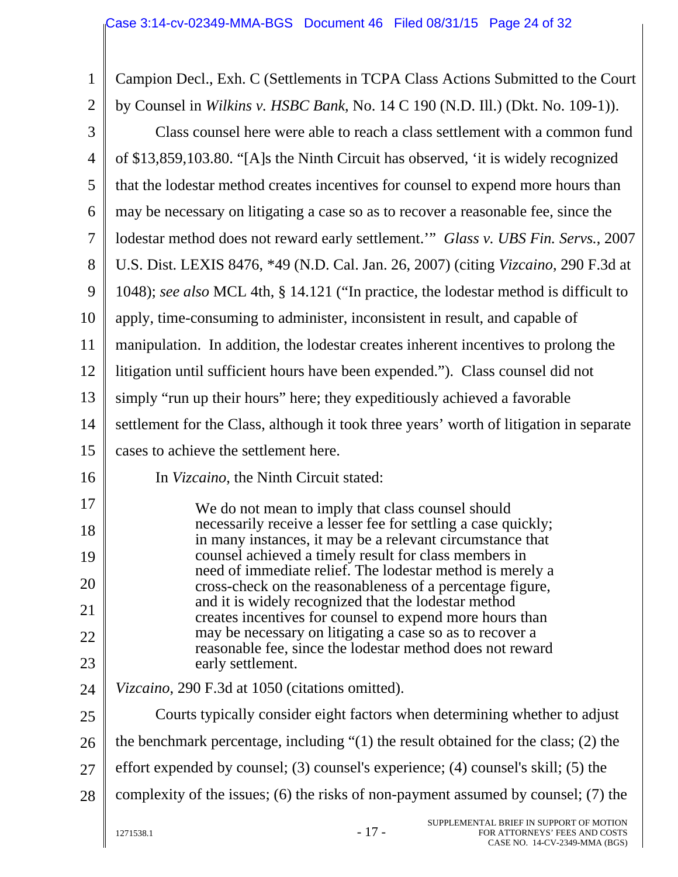Campion Decl., Exh. C (Settlements in TCPA Class Actions Submitted to the Court by Counsel in *Wilkins v. HSBC Bank*, No. 14 C 190 (N.D. Ill.) (Dkt. No. 109-1)).

Class counsel here were able to reach a class settlement with a common fund of $13,859,103.80. "[A]s the Ninth Circuit has observed, 'it is widely recognized that the lodestar method creates incentives for counsel to expend more hours than may be necessary on litigating a case so as to recover a reasonable fee, since the lodestar method does not reward early settlement.'" *Glass v. UBS Fin. Servs.*, 2007 U.S. Dist. LEXIS 8476, *49 (N.D. Cal. Jan. 26, 2007) (citing *Vizcaino*, 290 F.3d at 1048); *see also* MCL 4th, § 14.121 ("In practice, the lodestar method is difficult to apply, time-consuming to administer, inconsistent in result, and capable of manipulation. In addition, the lodestar creates inherent incentives to prolong the litigation until sufficient hours have been expended."). Class counsel did not simply "run up their hours" here; they expeditiously achieved a favorable settlement for the Class, although it took three years' worth of litigation in separate cases to achieve the settlement here.

In *Vizcaino*, the Ninth Circuit stated:

> We do not mean to imply that class counsel should necessarily receive a lesser fee for settling a case quickly; in many instances, it may be a relevant circumstance that counsel achieved a timely result for class members in need of immediate relief. The lodestar method is merely a cross-check on the reasonableness of a percentage figure, and it is widely recognized that the lodestar method creates incentives for counsel to expend more hours than may be necessary on litigating a case so as to recover a reasonable fee, since the lodestar method does not reward early settlement.

*Vizcaino*, 290 F.3d at 1050 (citations omitted).

Courts typically consider eight factors when determining whether to adjust the benchmark percentage, including "(1) the result obtained for the class; (2) the effort expended by counsel; (3) counsel's experience; (4) counsel's skill; (5) the complexity of the issues; (6) the risks of non-payment assumed by counsel; (7) the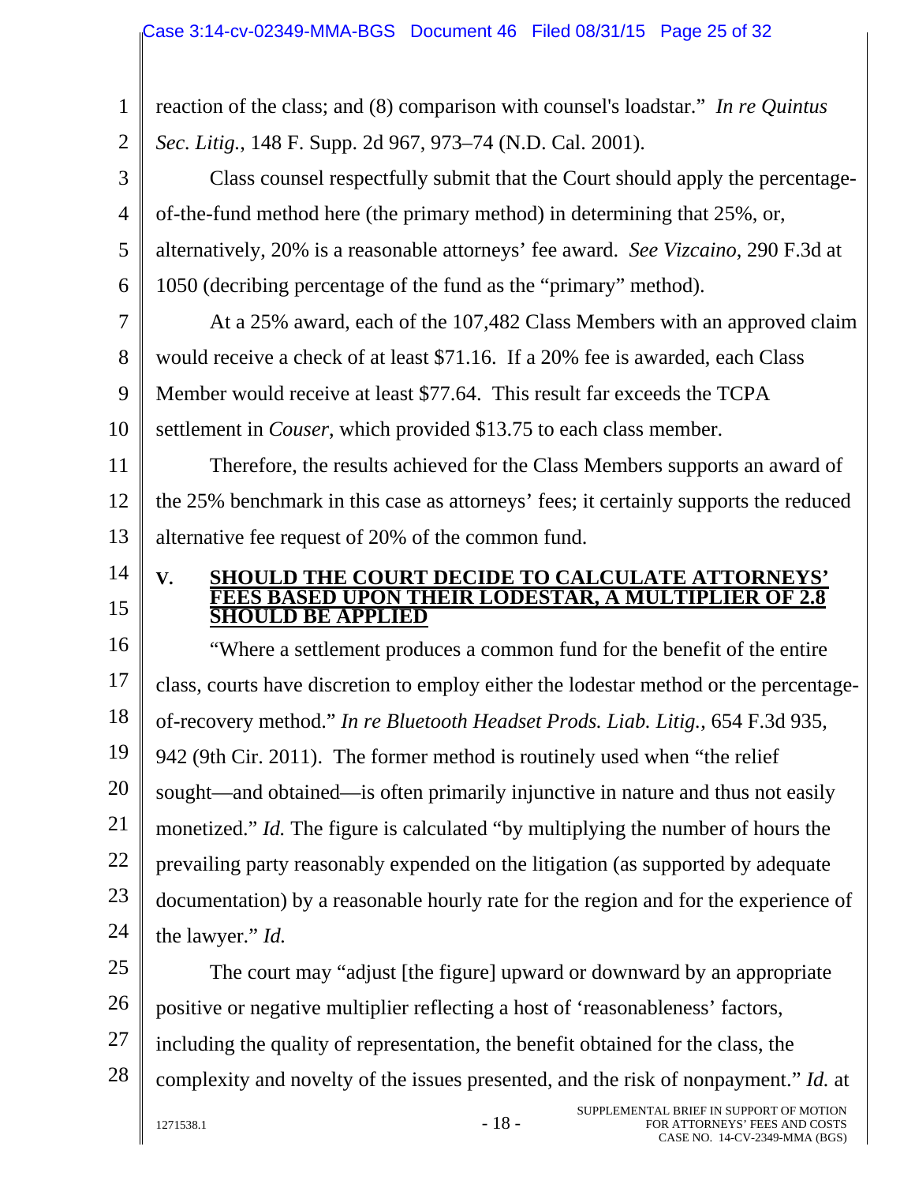reaction of the class; and (8) comparison with counsel's loadstar." *In re Quintus Sec. Litig.*, 148 F. Supp. 2d 967, 973–74 (N.D. Cal. 2001).

Class counsel respectfully submit that the Court should apply the percentage-of-the-fund method here (the primary method) in determining that 25%, or, alternatively, 20% is a reasonable attorneys' fee award. *See Vizcaino*, 290 F.3d at 1050 (decribing percentage of the fund as the "primary" method).

At a 25% award, each of the 107,482 Class Members with an approved claim would receive a check of at least $71.16. If a 20% fee is awarded, each Class Member would receive at least $77.64. This result far exceeds the TCPA settlement in *Couser*, which provided $13.75 to each class member.

Therefore, the results achieved for the Class Members supports an award of the 25% benchmark in this case as attorneys' fees; it certainly supports the reduced alternative fee request of 20% of the common fund.

## V. SHOULD THE COURT DECIDE TO CALCULATE ATTORNEYS' FEES BASED UPON THEIR LODESTAR, A MULTIPLIER OF 2.8 SHOULD BE APPLIED

"Where a settlement produces a common fund for the benefit of the entire class, courts have discretion to employ either the lodestar method or the percentage-of-recovery method." *In re Bluetooth Headset Prods. Liab. Litig.*, 654 F.3d 935, 942 (9th Cir. 2011). The former method is routinely used when "the relief sought—and obtained—is often primarily injunctive in nature and thus not easily monetized." *Id.* The figure is calculated "by multiplying the number of hours the prevailing party reasonably expended on the litigation (as supported by adequate documentation) by a reasonable hourly rate for the region and for the experience of the lawyer." *Id.*

The court may "adjust [the figure] upward or downward by an appropriate positive or negative multiplier reflecting a host of 'reasonableness' factors, including the quality of representation, the benefit obtained for the class, the complexity and novelty of the issues presented, and the risk of nonpayment." *Id.* at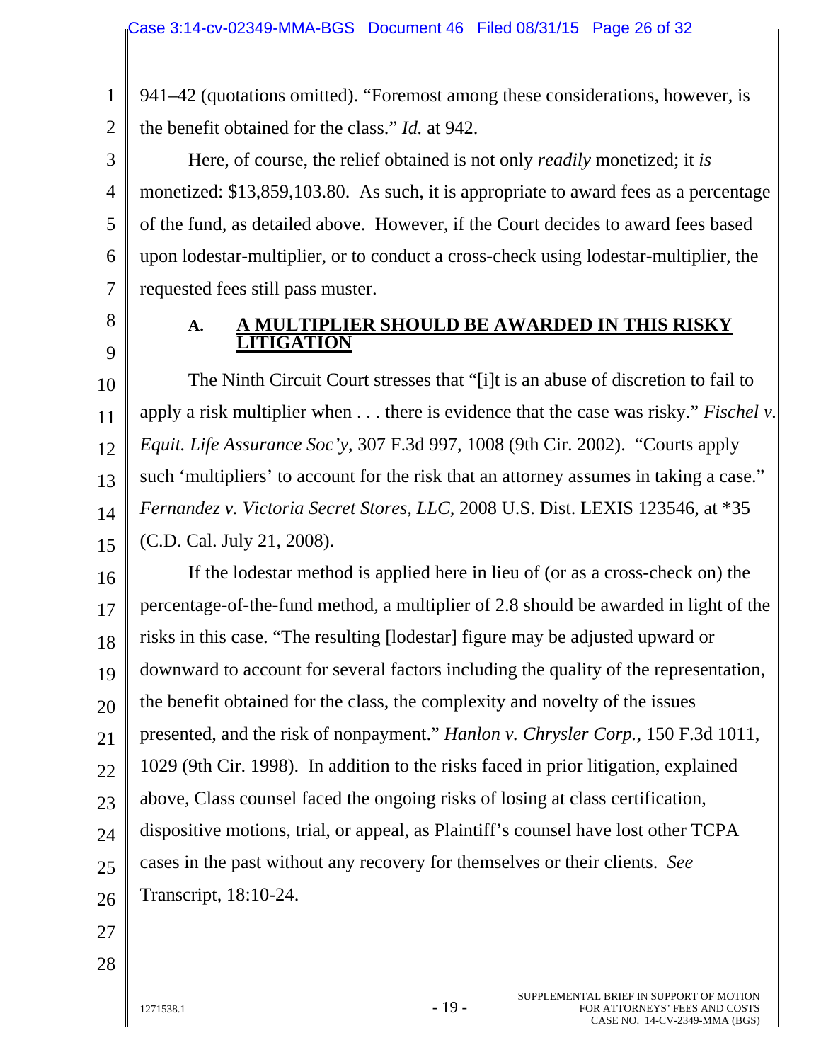941–42 (quotations omitted). "Foremost among these considerations, however, is the benefit obtained for the class." *Id.* at 942.

Here, of course, the relief obtained is not only *readily* monetized; it *is* monetized: $13,859,103.80. As such, it is appropriate to award fees as a percentage of the fund, as detailed above. However, if the Court decides to award fees based upon lodestar-multiplier, or to conduct a cross-check using lodestar-multiplier, the requested fees still pass muster.

### A. <u>A MULTIPLIER SHOULD BE AWARDED IN THIS RISKY LITIGATION</u>

The Ninth Circuit Court stresses that "[i]t is an abuse of discretion to fail to apply a risk multiplier when . . . there is evidence that the case was risky." *Fischel v. Equit. Life Assurance Soc'y*, 307 F.3d 997, 1008 (9th Cir. 2002). "Courts apply such 'multipliers' to account for the risk that an attorney assumes in taking a case." *Fernandez v. Victoria Secret Stores, LLC*, 2008 U.S. Dist. LEXIS 123546, at *35 (C.D. Cal. July 21, 2008).

If the lodestar method is applied here in lieu of (or as a cross-check on) the percentage-of-the-fund method, a multiplier of 2.8 should be awarded in light of the risks in this case. "The resulting [lodestar] figure may be adjusted upward or downward to account for several factors including the quality of the representation, the benefit obtained for the class, the complexity and novelty of the issues presented, and the risk of nonpayment." *Hanlon v. Chrysler Corp.*, 150 F.3d 1011, 1029 (9th Cir. 1998). In addition to the risks faced in prior litigation, explained above, Class counsel faced the ongoing risks of losing at class certification, dispositive motions, trial, or appeal, as Plaintiff's counsel have lost other TCPA cases in the past without any recovery for themselves or their clients. *See* Transcript, 18:10-24.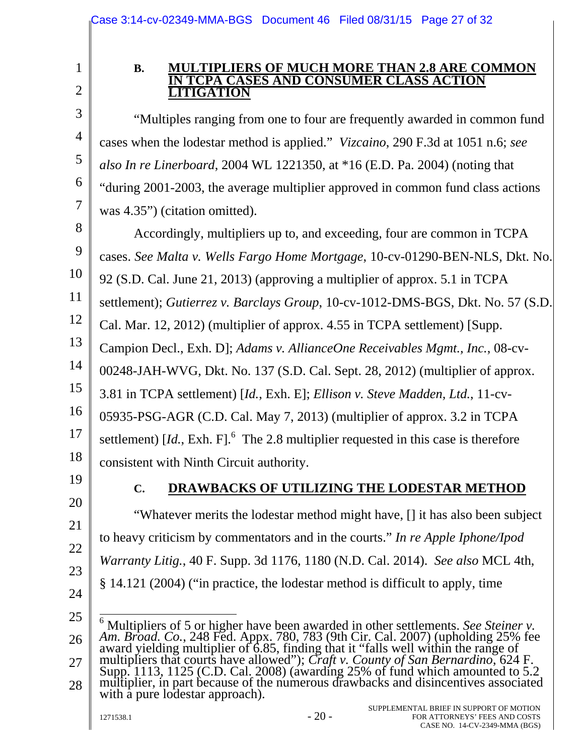### B. MULTIPLIERS OF MUCH MORE THAN 2.8 ARE COMMON IN TCPA CASES AND CONSUMER CLASS ACTION LITIGATION

"Multiples ranging from one to four are frequently awarded in common fund cases when the lodestar method is applied." *Vizcaino*, 290 F.3d at 1051 n.6; *see also In re Linerboard*, 2004 WL 1221350, at *16 (E.D. Pa. 2004) (noting that "during 2001-2003, the average multiplier approved in common fund class actions was 4.35") (citation omitted).

Accordingly, multipliers up to, and exceeding, four are common in TCPA cases. *See Malta v. Wells Fargo Home Mortgage*, 10-cv-01290-BEN-NLS, Dkt. No. 92 (S.D. Cal. June 21, 2013) (approving a multiplier of approx. 5.1 in TCPA settlement); *Gutierrez v. Barclays Group*, 10-cv-1012-DMS-BGS, Dkt. No. 57 (S.D. Cal. Mar. 12, 2012) (multiplier of approx. 4.55 in TCPA settlement) [Supp. Campion Decl., Exh. D]; *Adams v. AllianceOne Receivables Mgmt., Inc.*, 08-cv-00248-JAH-WVG, Dkt. No. 137 (S.D. Cal. Sept. 28, 2012) (multiplier of approx. 3.81 in TCPA settlement) [*Id.*, Exh. E]; *Ellison v. Steve Madden, Ltd.*, 11-cv-05935-PSG-AGR (C.D. Cal. May 7, 2013) (multiplier of approx. 3.2 in TCPA settlement) [*Id.*, Exh. F].[6] The 2.8 multiplier requested in this case is therefore consistent with Ninth Circuit authority.

### C. DRAWBACKS OF UTILIZING THE LODESTAR METHOD

"Whatever merits the lodestar method might have, [] it has also been subject to heavy criticism by commentators and in the courts." *In re Apple Iphone/Ipod Warranty Litig.*, 40 F. Supp. 3d 1176, 1180 (N.D. Cal. 2014). *See also* MCL 4th, § 14.121 (2004) ("in practice, the lodestar method is difficult to apply, time

---

[6] Multipliers of 5 or higher have been awarded in other settlements. *See Steiner v. Am. Broad. Co.*, 248 Fed. Appx. 780, 783 (9th Cir. Cal. 2007) (upholding 25% fee award yielding multiplier of 6.85, finding that it "falls well within the range of multipliers that courts have allowed"); *Craft v. County of San Bernardino*, 624 F. Supp. 1113, 1125 (C.D. Cal. 2008) (awarding 25% of fund which amounted to 5.2 multiplier, in part because of the numerous drawbacks and disincentives associated with a pure lodestar approach).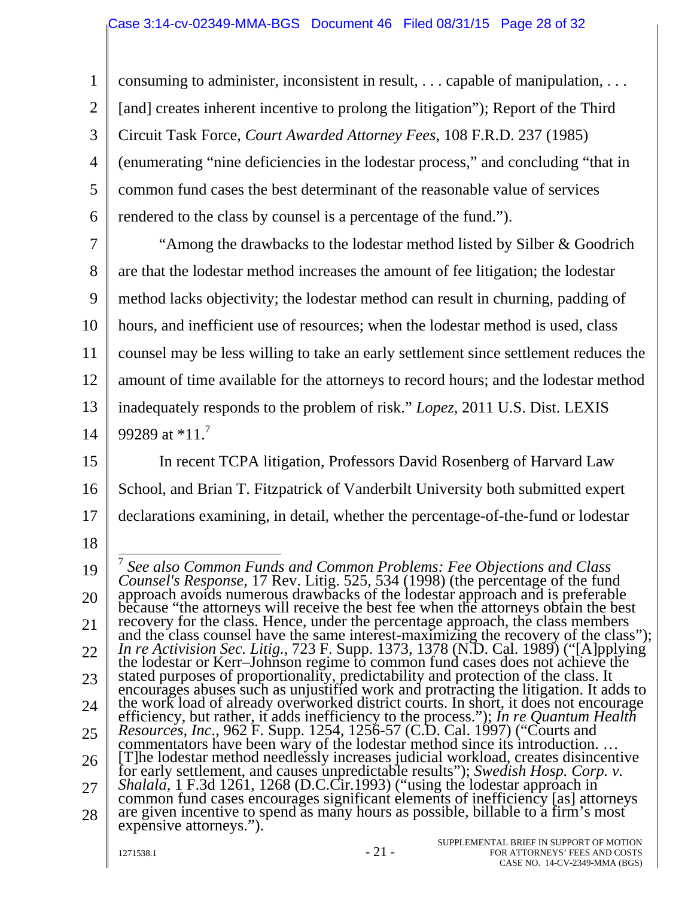consuming to administer, inconsistent in result, . . . capable of manipulation, . . . [and] creates inherent incentive to prolong the litigation"); Report of the Third Circuit Task Force, *Court Awarded Attorney Fees*, 108 F.R.D. 237 (1985) (enumerating "nine deficiencies in the lodestar process," and concluding "that in common fund cases the best determinant of the reasonable value of services rendered to the class by counsel is a percentage of the fund.").

"Among the drawbacks to the lodestar method listed by Silber & Goodrich are that the lodestar method increases the amount of fee litigation; the lodestar method lacks objectivity; the lodestar method can result in churning, padding of hours, and inefficient use of resources; when the lodestar method is used, class counsel may be less willing to take an early settlement since settlement reduces the amount of time available for the attorneys to record hours; and the lodestar method inadequately responds to the problem of risk." *Lopez*, 2011 U.S. Dist. LEXIS 99289 at *11.[7]

In recent TCPA litigation, Professors David Rosenberg of Harvard Law School, and Brian T. Fitzpatrick of Vanderbilt University both submitted expert declarations examining, in detail, whether the percentage-of-the-fund or lodestar

---

[7] *See also Common Funds and Common Problems: Fee Objections and Class Counsel's Response*, 17 Rev. Litig. 525, 534 (1998) (the percentage of the fund approach avoids numerous drawbacks of the lodestar approach and is preferable because "the attorneys will receive the best fee when the attorneys obtain the best recovery for the class. Hence, under the percentage approach, the class members and the class counsel have the same interest-maximizing the recovery of the class"); *In re Activision Sec. Litig.*, 723 F. Supp. 1373, 1378 (N.D. Cal. 1989) ("[A]pplying the lodestar or Kerr–Johnson regime to common fund cases does not achieve the stated purposes of proportionality, predictability and protection of the class. It encourages abuses such as unjustified work and protracting the litigation. It adds to the work load of already overworked district courts. In short, it does not encourage efficiency, but rather, it adds inefficiency to the process."); *In re Quantum Health Resources, Inc.*, 962 F. Supp. 1254, 1256-57 (C.D. Cal. 1997) ("Courts and commentators have been wary of the lodestar method since its introduction. … [T]he lodestar method needlessly increases judicial workload, creates disincentive for early settlement, and causes unpredictable results"); *Swedish Hosp. Corp. v. Shalala*, 1 F.3d 1261, 1268 (D.C.Cir.1993) ("using the lodestar approach in common fund cases encourages significant elements of inefficiency [as] attorneys are given incentive to spend as many hours as possible, billable to a firm's most expensive attorneys.").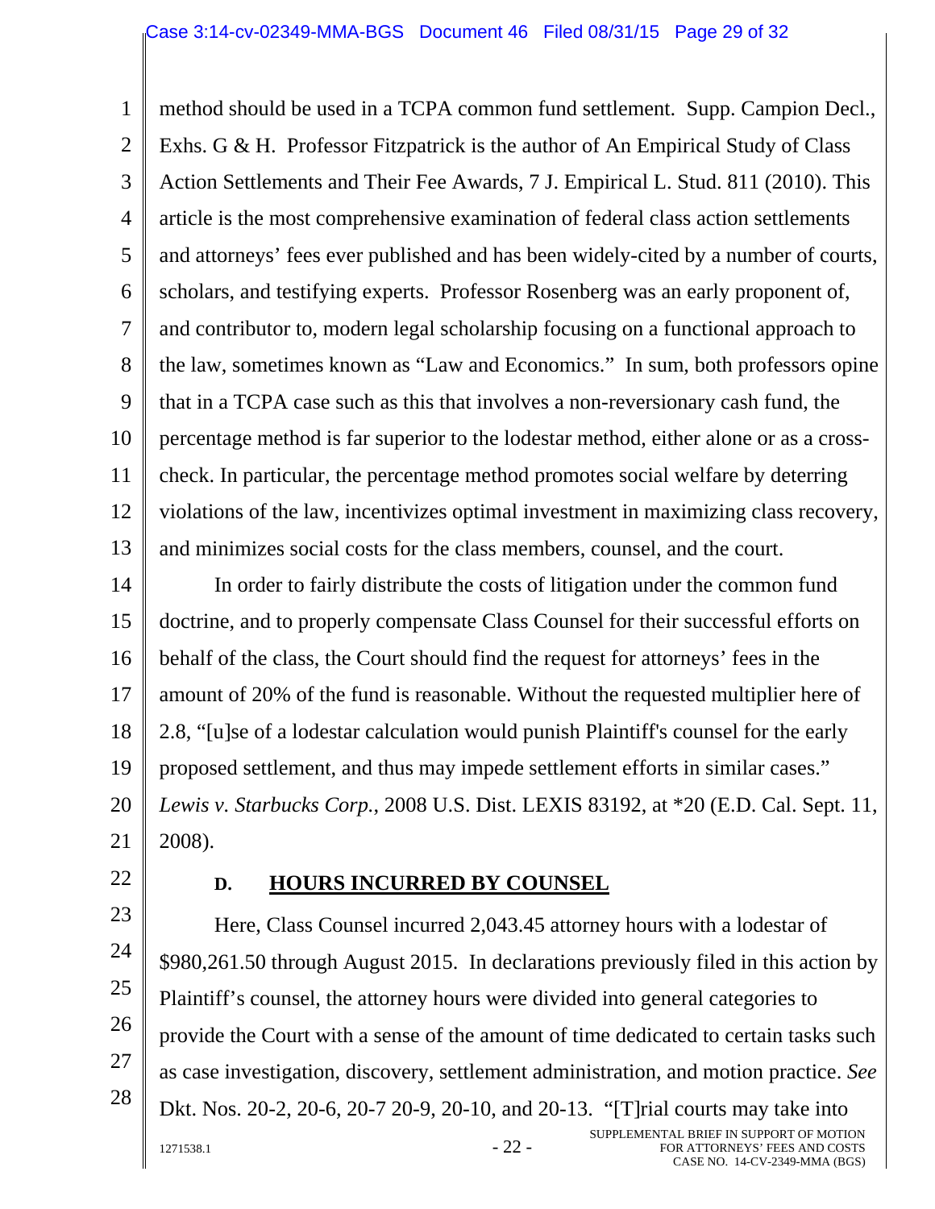method should be used in a TCPA common fund settlement. Supp. Campion Decl., Exhs. G & H. Professor Fitzpatrick is the author of An Empirical Study of Class Action Settlements and Their Fee Awards, 7 J. Empirical L. Stud. 811 (2010). This article is the most comprehensive examination of federal class action settlements and attorneys' fees ever published and has been widely-cited by a number of courts, scholars, and testifying experts. Professor Rosenberg was an early proponent of, and contributor to, modern legal scholarship focusing on a functional approach to the law, sometimes known as "Law and Economics." In sum, both professors opine that in a TCPA case such as this that involves a non-reversionary cash fund, the percentage method is far superior to the lodestar method, either alone or as a cross-check. In particular, the percentage method promotes social welfare by deterring violations of the law, incentivizes optimal investment in maximizing class recovery, and minimizes social costs for the class members, counsel, and the court.

In order to fairly distribute the costs of litigation under the common fund doctrine, and to properly compensate Class Counsel for their successful efforts on behalf of the class, the Court should find the request for attorneys' fees in the amount of 20% of the fund is reasonable. Without the requested multiplier here of 2.8, "[u]se of a lodestar calculation would punish Plaintiff's counsel for the early proposed settlement, and thus may impede settlement efforts in similar cases." *Lewis v. Starbucks Corp.*, 2008 U.S. Dist. LEXIS 83192, at *20 (E.D. Cal. Sept. 11, 2008).

### D. **HOURS INCURRED BY COUNSEL**

Here, Class Counsel incurred 2,043.45 attorney hours with a lodestar of $980,261.50 through August 2015. In declarations previously filed in this action by Plaintiff's counsel, the attorney hours were divided into general categories to provide the Court with a sense of the amount of time dedicated to certain tasks such as case investigation, discovery, settlement administration, and motion practice. *See* Dkt. Nos. 20-2, 20-6, 20-7 20-9, 20-10, and 20-13. "[T]rial courts may take into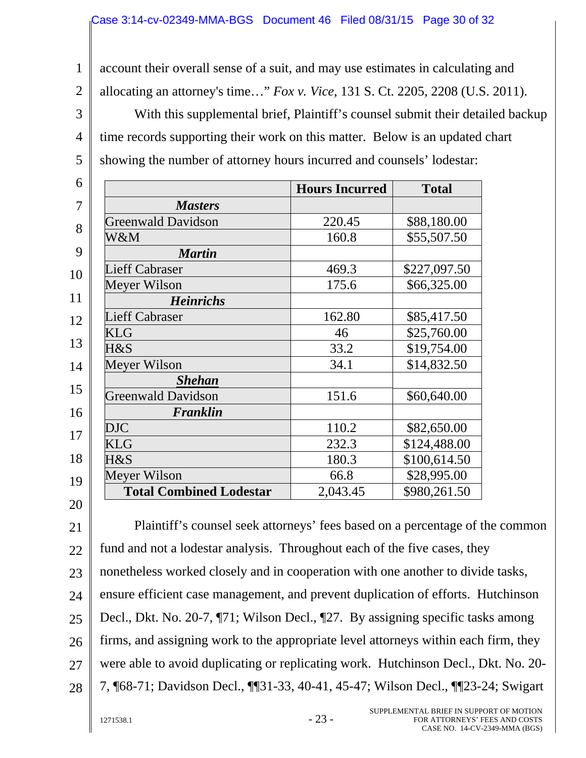account their overall sense of a suit, and may use estimates in calculating and allocating an attorney's time…" *Fox v. Vice*, 131 S. Ct. 2205, 2208 (U.S. 2011).

With this supplemental brief, Plaintiff's counsel submit their detailed backup time records supporting their work on this matter. Below is an updated chart showing the number of attorney hours incurred and counsels' lodestar:

| | Hours Incurred | Total |
|---|---|---|
| ***Masters*** | | |
| Greenwald Davidson | 220.45 | $88,180.00 |
| W&M | 160.8 | $55,507.50 |
| ***Martin*** | | |
| Lieff Cabraser | 469.3 | $227,097.50 |
| Meyer Wilson | 175.6 | $66,325.00 |
| ***Heinrichs*** | | |
| Lieff Cabraser | 162.80 | $85,417.50 |
| KLG | 46 | $25,760.00 |
| H&S | 33.2 | $19,754.00 |
| Meyer Wilson | 34.1 | $14,832.50 |
| ***Shehan*** | | |
| Greenwald Davidson | 151.6 | $60,640.00 |
| ***Franklin*** | | |
| DJC | 110.2 | $82,650.00 |
| KLG | 232.3 | $124,488.00 |
| H&S | 180.3 | $100,614.50 |
| Meyer Wilson | 66.8 | $28,995.00 |
| **Total Combined Lodestar** | 2,043.45 | $980,261.50 |

Plaintiff's counsel seek attorneys' fees based on a percentage of the common fund and not a lodestar analysis. Throughout each of the five cases, they nonetheless worked closely and in cooperation with one another to divide tasks, ensure efficient case management, and prevent duplication of efforts. Hutchinson Decl., Dkt. No. 20-7, ¶71; Wilson Decl., ¶27. By assigning specific tasks among firms, and assigning work to the appropriate level attorneys within each firm, they were able to avoid duplicating or replicating work. Hutchinson Decl., Dkt. No. 20-7, ¶68-71; Davidson Decl., ¶¶31-33, 40-41, 45-47; Wilson Decl., ¶¶23-24; Swigart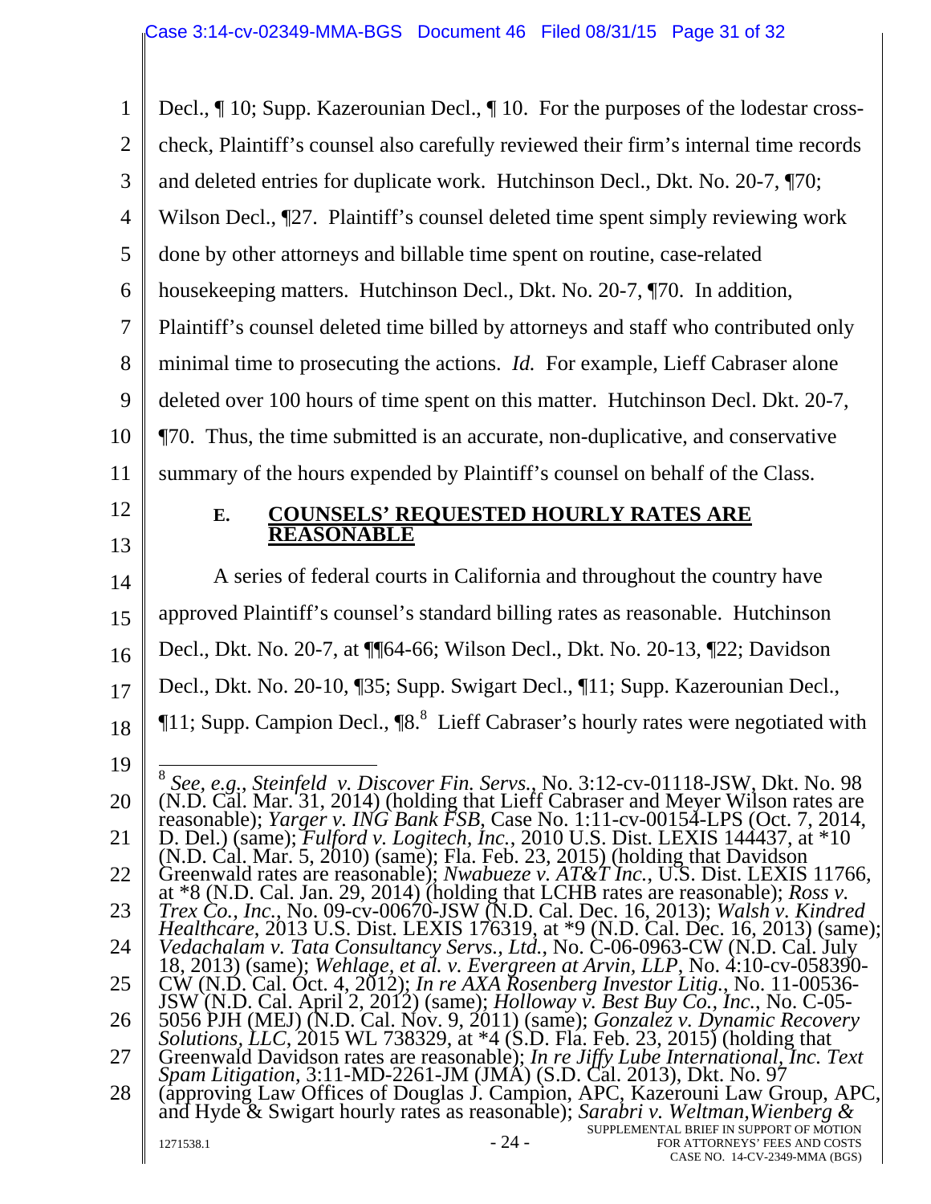Decl., ¶ 10; Supp. Kazerounian Decl., ¶ 10. For the purposes of the lodestar cross-check, Plaintiff's counsel also carefully reviewed their firm's internal time records and deleted entries for duplicate work. Hutchinson Decl., Dkt. No. 20-7, ¶70; Wilson Decl., ¶27. Plaintiff's counsel deleted time spent simply reviewing work done by other attorneys and billable time spent on routine, case-related housekeeping matters. Hutchinson Decl., Dkt. No. 20-7, ¶70. In addition, Plaintiff's counsel deleted time billed by attorneys and staff who contributed only minimal time to prosecuting the actions. *Id.* For example, Lieff Cabraser alone deleted over 100 hours of time spent on this matter. Hutchinson Decl. Dkt. 20-7, ¶70. Thus, the time submitted is an accurate, non-duplicative, and conservative summary of the hours expended by Plaintiff's counsel on behalf of the Class.

### E. COUNSELS' REQUESTED HOURLY RATES ARE REASONABLE

A series of federal courts in California and throughout the country have approved Plaintiff's counsel's standard billing rates as reasonable. Hutchinson Decl., Dkt. No. 20-7, at ¶¶64-66; Wilson Decl., Dkt. No. 20-13, ¶22; Davidson Decl., Dkt. No. 20-10, ¶35; Supp. Swigart Decl., ¶11; Supp. Kazerounian Decl., ¶11; Supp. Campion Decl., ¶8.[8] Lieff Cabraser's hourly rates were negotiated with

---

[8] *See, e.g.*, *Steinfeld v. Discover Fin. Servs.*, No. 3:12-cv-01118-JSW, Dkt. No. 98 (N.D. Cal. Mar. 31, 2014) (holding that Lieff Cabraser and Meyer Wilson rates are reasonable); *Yarger v. ING Bank FSB*, Case No. 1:11-cv-00154-LPS (Oct. 7, 2014, D. Del.) (same); *Fulford v. Logitech, Inc.*, 2010 U.S. Dist. LEXIS 144437, at *10 (N.D. Cal. Mar. 5, 2010) (same); Fla. Feb. 23, 2015) (holding that Davidson Greenwald rates are reasonable); *Nwabueze v. AT&T Inc.*, U.S. Dist. LEXIS 11766, at *8 (N.D. Cal. Jan. 29, 2014) (holding that LCHB rates are reasonable); *Ross v. Trex Co., Inc.*, No. 09-cv-00670-JSW (N.D. Cal. Dec. 16, 2013); *Walsh v. Kindred Healthcare*, 2013 U.S. Dist. LEXIS 176319, at *9 (N.D. Cal. Dec. 16, 2013) (same); *Vedachalam v. Tata Consultancy Servs., Ltd.*, No. C-06-0963-CW (N.D. Cal. July 18, 2013) (same); *Wehlage, et al. v. Evergreen at Arvin, LLP*, No. 4:10-cv-058390-CW (N.D. Cal. Oct. 4, 2012); *In re AXA Rosenberg Investor Litig.*, No. 11-00536-JSW (N.D. Cal. April 2, 2012) (same); *Holloway v. Best Buy Co., Inc.*, No. C-05-5056 PJH (MEJ) (N.D. Cal. Nov. 9, 2011) (same); *Gonzalez v. Dynamic Recovery Solutions, LLC*, 2015 WL 738329, at *4 (S.D. Fla. Feb. 23, 2015) (holding that Greenwald Davidson rates are reasonable); *In re Jiffy Lube International, Inc. Text Spam Litigation*, 3:11-MD-2261-JM (JMA) (S.D. Cal. 2013), Dkt. No. 97 (approving Law Offices of Douglas J. Campion, APC, Kazerouni Law Group, APC, and Hyde & Swigart hourly rates as reasonable); *Sarabri v. Weltman,Wienberg &*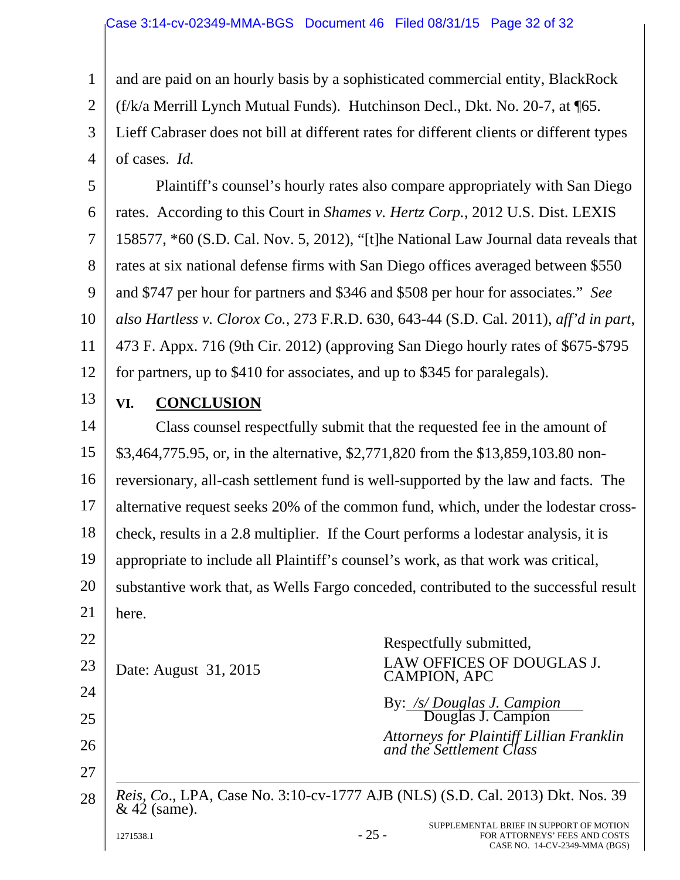and are paid on an hourly basis by a sophisticated commercial entity, BlackRock (f/k/a Merrill Lynch Mutual Funds). Hutchinson Decl., Dkt. No. 20-7, at ¶65. Lieff Cabraser does not bill at different rates for different clients or different types of cases. *Id.*

Plaintiff's counsel's hourly rates also compare appropriately with San Diego rates. According to this Court in *Shames v. Hertz Corp.*, 2012 U.S. Dist. LEXIS 158577, *60 (S.D. Cal. Nov. 5, 2012), "[t]he National Law Journal data reveals that rates at six national defense firms with San Diego offices averaged between $550 and $747 per hour for partners and $346 and $508 per hour for associates." *See also Hartless v. Clorox Co.*, 273 F.R.D. 630, 643-44 (S.D. Cal. 2011), *aff'd in part*, 473 F. Appx. 716 (9th Cir. 2012) (approving San Diego hourly rates of $675-$795 for partners, up to $410 for associates, and up to $345 for paralegals).

## VI. CONCLUSION

Class counsel respectfully submit that the requested fee in the amount of $3,464,775.95, or, in the alternative, $2,771,820 from the $13,859,103.80 non-reversionary, all-cash settlement fund is well-supported by the law and facts. The alternative request seeks 20% of the common fund, which, under the lodestar cross-check, results in a 2.8 multiplier. If the Court performs a lodestar analysis, it is appropriate to include all Plaintiff's counsel's work, as that work was critical, substantive work that, as Wells Fargo conceded, contributed to the successful result here.

Date: August 31, 2015

Respectfully submitted,
LAW OFFICES OF DOUGLAS J. CAMPION, APC

By: */s/ Douglas J. Campion*
Douglas J. Campion
*Attorneys for Plaintiff Lillian Franklin and the Settlement Class*

---

*Reis, Co.*, LPA, Case No. 3:10-cv-1777 AJB (NLS) (S.D. Cal. 2013) Dkt. Nos. 39 & 42 (same).